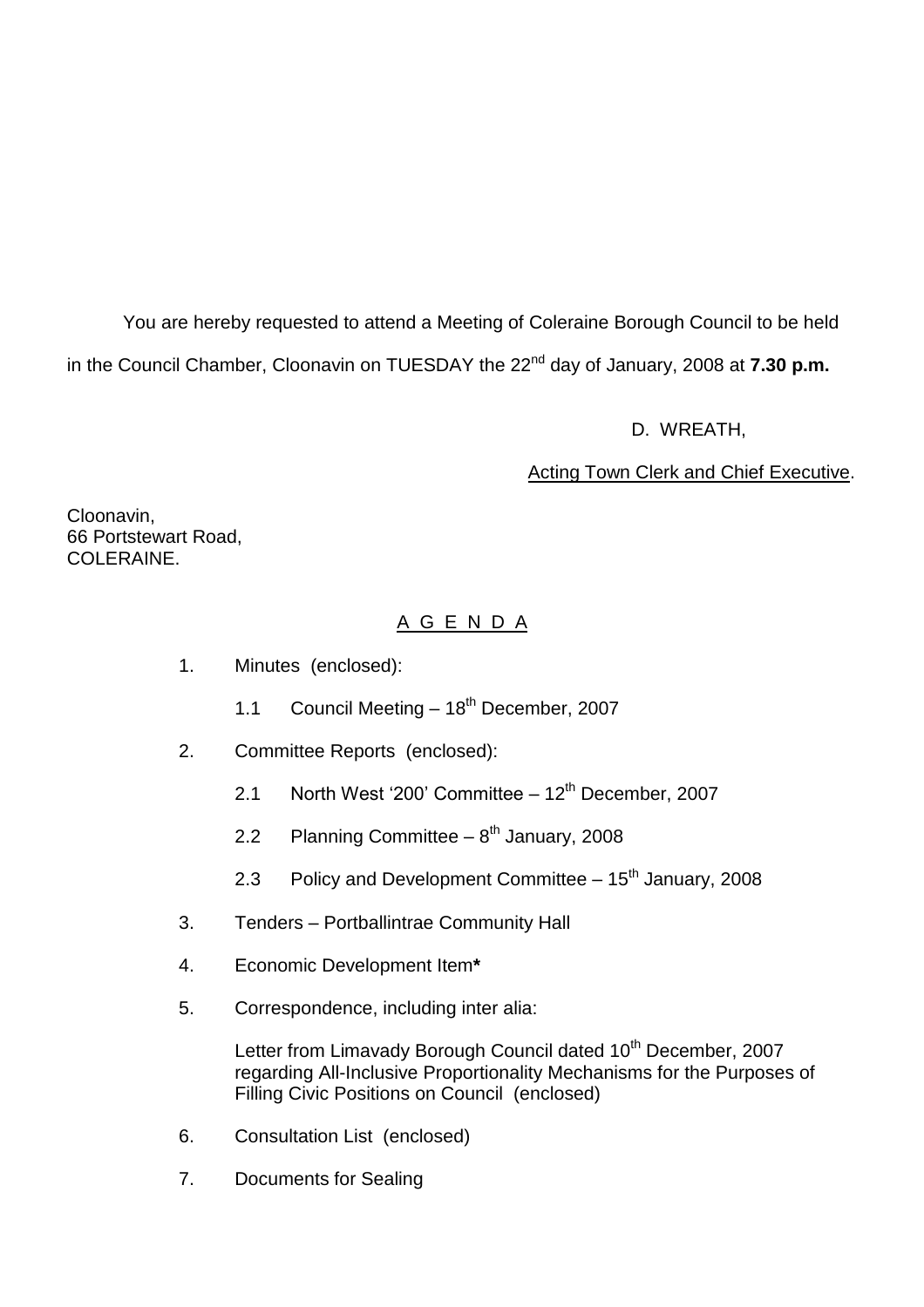You are hereby requested to attend a Meeting of Coleraine Borough Council to be held in the Council Chamber, Cloonavin on TUESDAY the 22nd day of January, 2008 at **7.30 p.m.**

D. WREATH,

Acting Town Clerk and Chief Executive.

Cloonavin,
66 Portstewart Road,
COLERAINE.

## A G E N D A

1. Minutes (enclosed):

   1.1 Council Meeting – 18th December, 2007

2. Committee Reports (enclosed):

   2.1 North West '200' Committee – 12th December, 2007

   2.2 Planning Committee – 8th January, 2008

   2.3 Policy and Development Committee – 15th January, 2008

3. Tenders – Portballintrae Community Hall

4. Economic Development Item**\***

5. Correspondence, including inter alia:

   Letter from Limavady Borough Council dated 10th December, 2007 regarding All-Inclusive Proportionality Mechanisms for the Purposes of Filling Civic Positions on Council (enclosed)

6. Consultation List (enclosed)

7. Documents for Sealing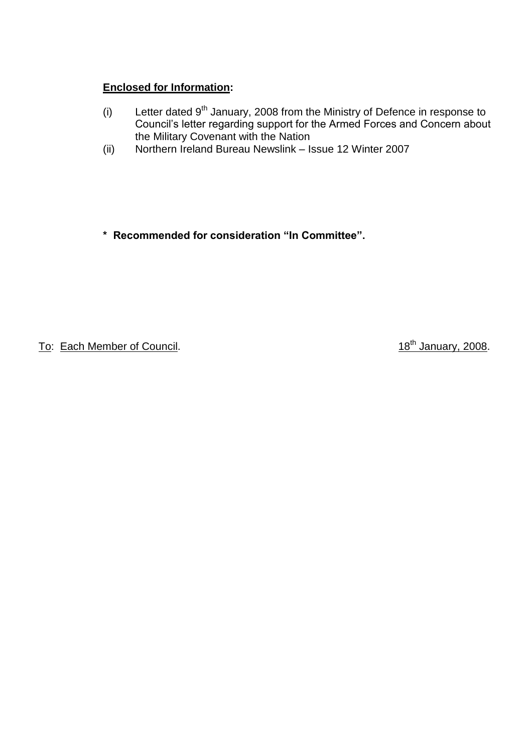**<u>Enclosed for Information</u>:**

(i) Letter dated 9th January, 2008 from the Ministry of Defence in response to Council's letter regarding support for the Armed Forces and Concern about the Military Covenant with the Nation

(ii) Northern Ireland Bureau Newslink – Issue 12 Winter 2007

**\* Recommended for consideration "In Committee".**

<u>To</u>: <u>Each Member of Council</u>. <u>18th January, 2008</u>.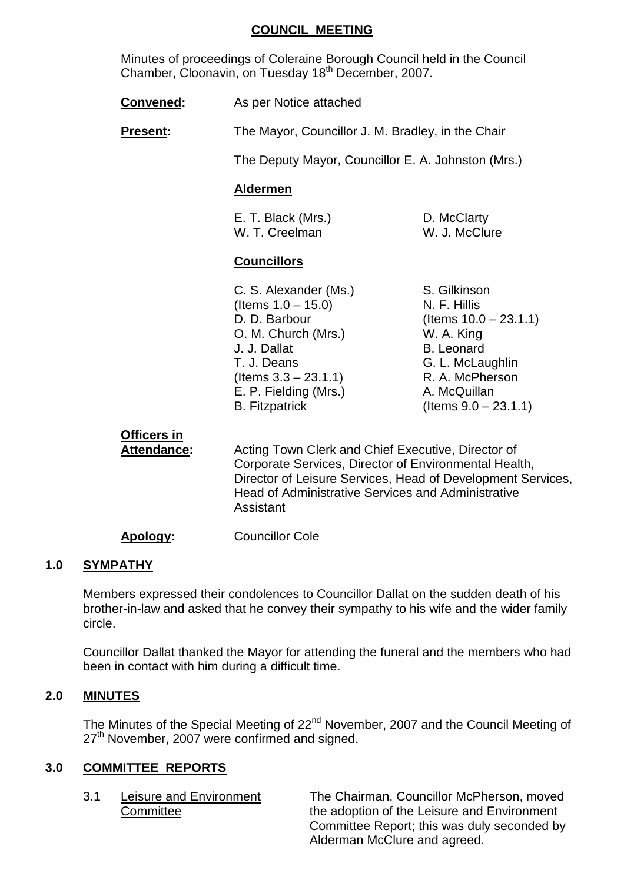# COUNCIL MEETING

Minutes of proceedings of Coleraine Borough Council held in the Council Chamber, Cloonavin, on Tuesday 18th December, 2007.

**Convened:** As per Notice attached

**Present:** The Mayor, Councillor J. M. Bradley, in the Chair

The Deputy Mayor, Councillor E. A. Johnston (Mrs.)

**Aldermen**

E. T. Black (Mrs.)
W. T. Creelman
D. McClarty
W. J. McClure

**Councillors**

C. S. Alexander (Ms.) (Items 1.0 – 15.0)
D. D. Barbour
O. M. Church (Mrs.)
J. J. Dallat
T. J. Deans (Items 3.3 – 23.1.1)
E. P. Fielding (Mrs.)
B. Fitzpatrick
S. Gilkinson
N. F. Hillis (Items 10.0 – 23.1.1)
W. A. King
B. Leonard
G. L. McLaughlin
R. A. McPherson
A. McQuillan (Items 9.0 – 23.1.1)

**Officers in Attendance:** Acting Town Clerk and Chief Executive, Director of Corporate Services, Director of Environmental Health, Director of Leisure Services, Head of Development Services, Head of Administrative Services and Administrative Assistant

**Apology:** Councillor Cole

## 1.0 SYMPATHY

Members expressed their condolences to Councillor Dallat on the sudden death of his brother-in-law and asked that he convey their sympathy to his wife and the wider family circle.

Councillor Dallat thanked the Mayor for attending the funeral and the members who had been in contact with him during a difficult time.

## 2.0 MINUTES

The Minutes of the Special Meeting of 22nd November, 2007 and the Council Meeting of 27th November, 2007 were confirmed and signed.

## 3.0 COMMITTEE REPORTS

3.1 Leisure and Environment Committee

The Chairman, Councillor McPherson, moved the adoption of the Leisure and Environment Committee Report; this was duly seconded by Alderman McClure and agreed.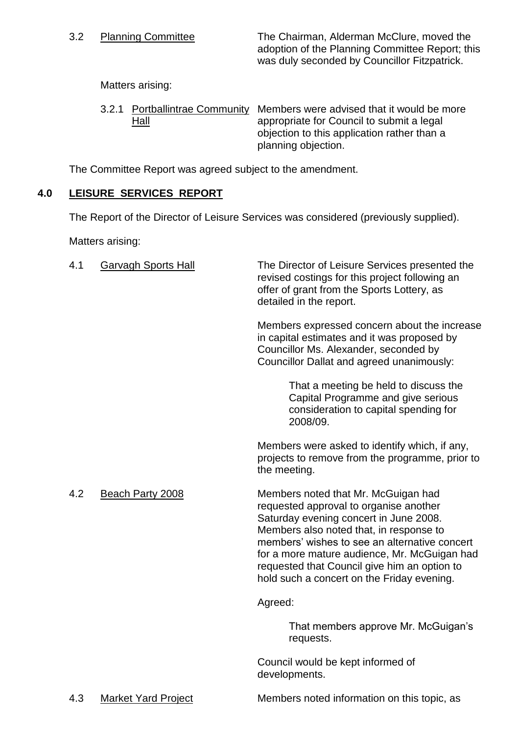3.2 Planning Committee

The Chairman, Alderman McClure, moved the adoption of the Planning Committee Report; this was duly seconded by Councillor Fitzpatrick.

Matters arising:

3.2.1 Portballintrae Community Hall

Members were advised that it would be more appropriate for Council to submit a legal objection to this application rather than a planning objection.

The Committee Report was agreed subject to the amendment.

## 4.0 LEISURE SERVICES REPORT

The Report of the Director of Leisure Services was considered (previously supplied).

Matters arising:

4.1 Garvagh Sports Hall

The Director of Leisure Services presented the revised costings for this project following an offer of grant from the Sports Lottery, as detailed in the report.

Members expressed concern about the increase in capital estimates and it was proposed by Councillor Ms. Alexander, seconded by Councillor Dallat and agreed unanimously:

> That a meeting be held to discuss the Capital Programme and give serious consideration to capital spending for 2008/09.

Members were asked to identify which, if any, projects to remove from the programme, prior to the meeting.

4.2 Beach Party 2008

Members noted that Mr. McGuigan had requested approval to organise another Saturday evening concert in June 2008. Members also noted that, in response to members' wishes to see an alternative concert for a more mature audience, Mr. McGuigan had requested that Council give him an option to hold such a concert on the Friday evening.

Agreed:

> That members approve Mr. McGuigan's requests.

Council would be kept informed of developments.

4.3 Market Yard Project

Members noted information on this topic, as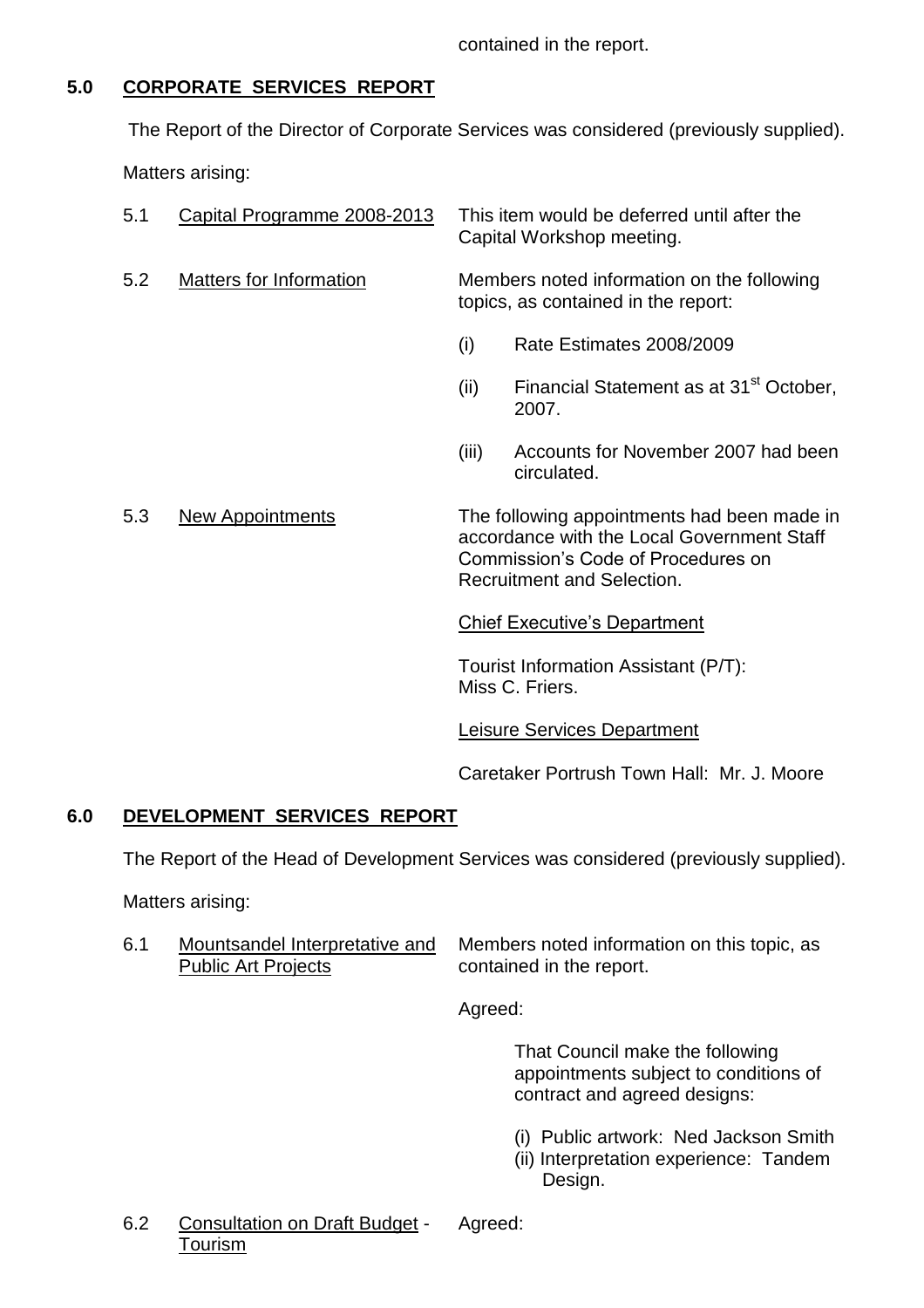contained in the report.

## 5.0 CORPORATE SERVICES REPORT

The Report of the Director of Corporate Services was considered (previously supplied).

Matters arising:

5.1 Capital Programme 2008-2013 — This item would be deferred until after the Capital Workshop meeting.

5.2 Matters for Information — Members noted information on the following topics, as contained in the report:

- (i) Rate Estimates 2008/2009
- (ii) Financial Statement as at 31st October, 2007.
- (iii) Accounts for November 2007 had been circulated.

5.3 New Appointments — The following appointments had been made in accordance with the Local Government Staff Commission's Code of Procedures on Recruitment and Selection.

Chief Executive's Department

Tourist Information Assistant (P/T): Miss C. Friers.

Leisure Services Department

Caretaker Portrush Town Hall: Mr. J. Moore

## 6.0 DEVELOPMENT SERVICES REPORT

The Report of the Head of Development Services was considered (previously supplied).

Matters arising:

6.1 Mountsandel Interpretative and Public Art Projects — Members noted information on this topic, as contained in the report.

Agreed:

That Council make the following appointments subject to conditions of contract and agreed designs:

- (i) Public artwork: Ned Jackson Smith
- (ii) Interpretation experience: Tandem Design.

6.2 Consultation on Draft Budget - Tourism — Agreed: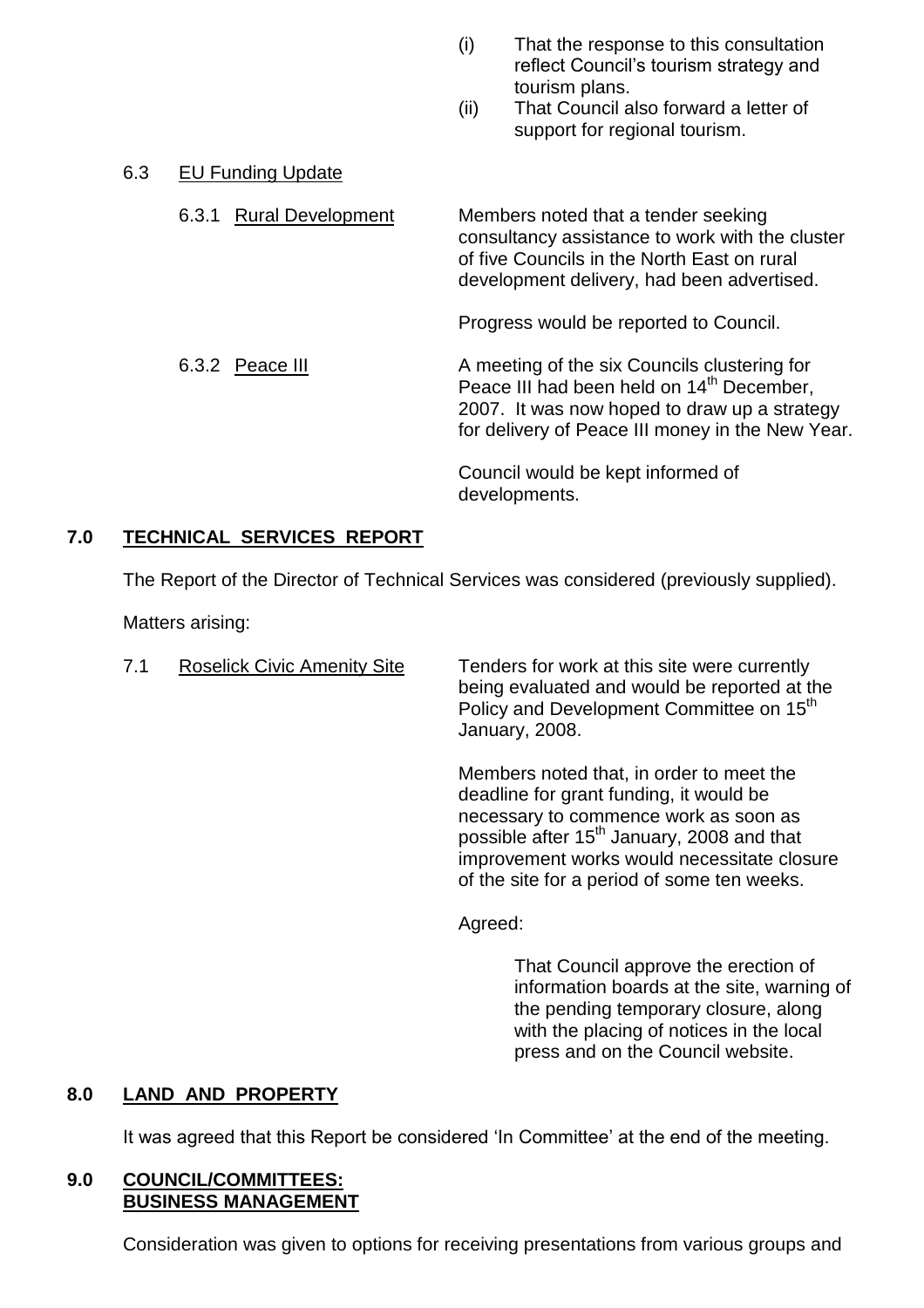(i) That the response to this consultation reflect Council's tourism strategy and tourism plans.
(ii) That Council also forward a letter of support for regional tourism.

6.3 EU Funding Update

6.3.1 Rural Development

Members noted that a tender seeking consultancy assistance to work with the cluster of five Councils in the North East on rural development delivery, had been advertised.

Progress would be reported to Council.

6.3.2 Peace III

A meeting of the six Councils clustering for Peace III had been held on 14th December, 2007. It was now hoped to draw up a strategy for delivery of Peace III money in the New Year.

Council would be kept informed of developments.

## 7.0 TECHNICAL SERVICES REPORT

The Report of the Director of Technical Services was considered (previously supplied).

Matters arising:

7.1 Roselick Civic Amenity Site

Tenders for work at this site were currently being evaluated and would be reported at the Policy and Development Committee on 15th January, 2008.

Members noted that, in order to meet the deadline for grant funding, it would be necessary to commence work as soon as possible after 15th January, 2008 and that improvement works would necessitate closure of the site for a period of some ten weeks.

Agreed:

That Council approve the erection of information boards at the site, warning of the pending temporary closure, along with the placing of notices in the local press and on the Council website.

## 8.0 LAND AND PROPERTY

It was agreed that this Report be considered 'In Committee' at the end of the meeting.

## 9.0 COUNCIL/COMMITTEES: BUSINESS MANAGEMENT

Consideration was given to options for receiving presentations from various groups and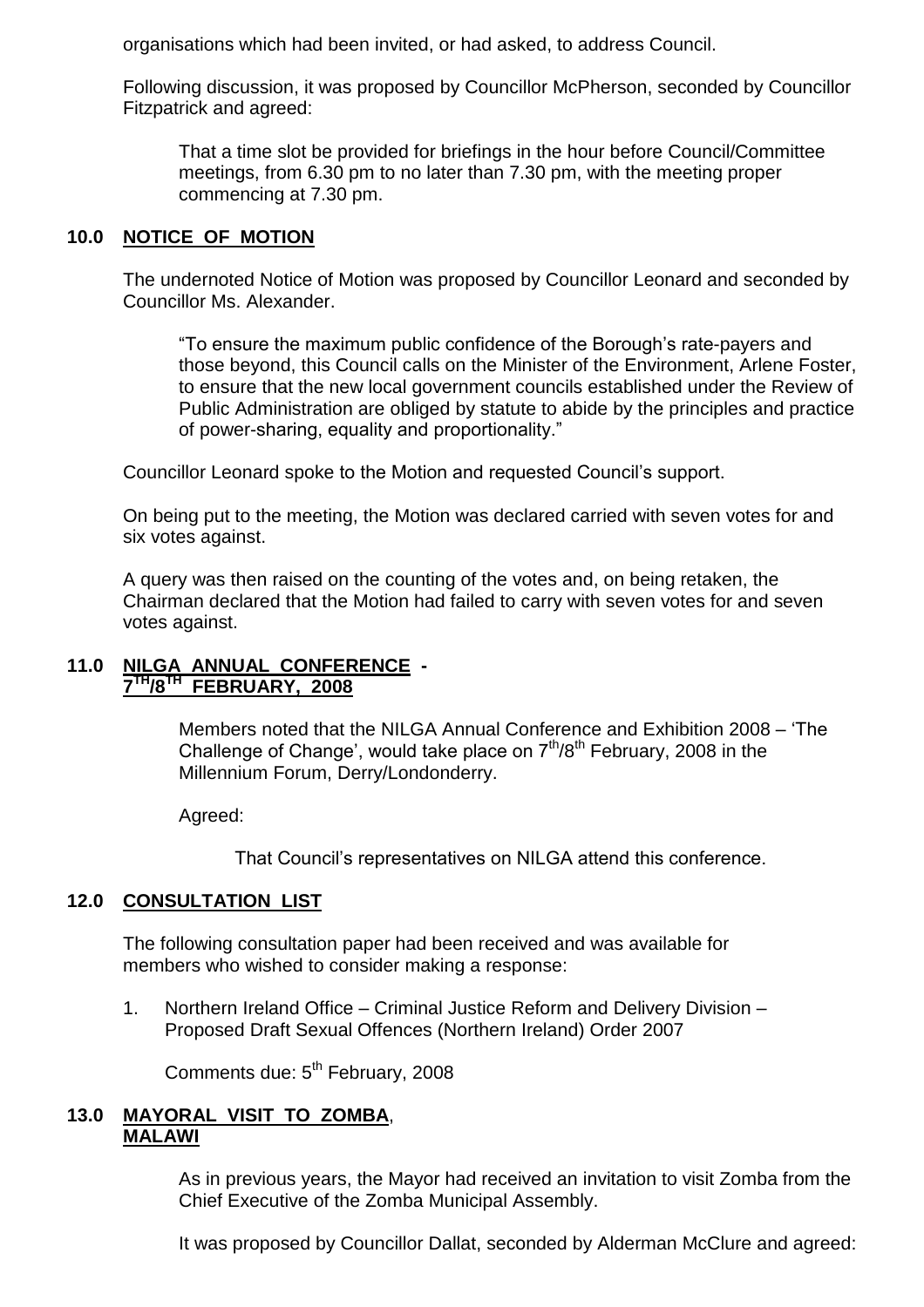organisations which had been invited, or had asked, to address Council.

Following discussion, it was proposed by Councillor McPherson, seconded by Councillor Fitzpatrick and agreed:

> That a time slot be provided for briefings in the hour before Council/Committee meetings, from 6.30 pm to no later than 7.30 pm, with the meeting proper commencing at 7.30 pm.

## 10.0 NOTICE OF MOTION

The undernoted Notice of Motion was proposed by Councillor Leonard and seconded by Councillor Ms. Alexander.

> "To ensure the maximum public confidence of the Borough's rate-payers and those beyond, this Council calls on the Minister of the Environment, Arlene Foster, to ensure that the new local government councils established under the Review of Public Administration are obliged by statute to abide by the principles and practice of power-sharing, equality and proportionality."

Councillor Leonard spoke to the Motion and requested Council's support.

On being put to the meeting, the Motion was declared carried with seven votes for and six votes against.

A query was then raised on the counting of the votes and, on being retaken, the Chairman declared that the Motion had failed to carry with seven votes for and seven votes against.

## 11.0 NILGA ANNUAL CONFERENCE - 7TH/8TH FEBRUARY, 2008

> Members noted that the NILGA Annual Conference and Exhibition 2008 – 'The Challenge of Change', would take place on 7th/8th February, 2008 in the Millennium Forum, Derry/Londonderry.
>
> Agreed:
>
> > That Council's representatives on NILGA attend this conference.

## 12.0 CONSULTATION LIST

The following consultation paper had been received and was available for members who wished to consider making a response:

1. Northern Ireland Office – Criminal Justice Reform and Delivery Division – Proposed Draft Sexual Offences (Northern Ireland) Order 2007

   Comments due: 5th February, 2008

## 13.0 MAYORAL VISIT TO ZOMBA, MALAWI

> As in previous years, the Mayor had received an invitation to visit Zomba from the Chief Executive of the Zomba Municipal Assembly.
>
> It was proposed by Councillor Dallat, seconded by Alderman McClure and agreed: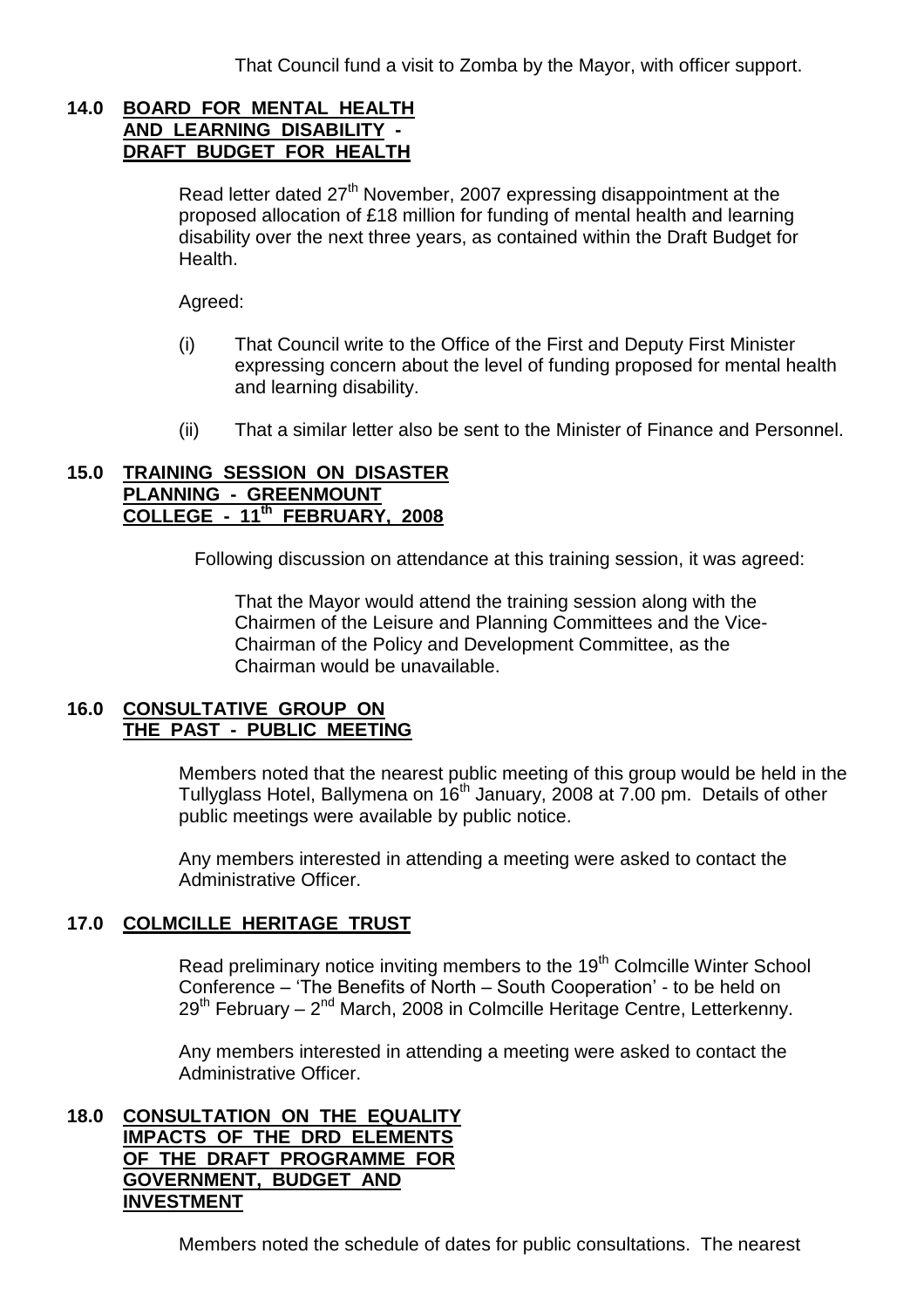That Council fund a visit to Zomba by the Mayor, with officer support.

## 14.0 BOARD FOR MENTAL HEALTH AND LEARNING DISABILITY - DRAFT BUDGET FOR HEALTH

Read letter dated 27th November, 2007 expressing disappointment at the proposed allocation of £18 million for funding of mental health and learning disability over the next three years, as contained within the Draft Budget for Health.

Agreed:

(i) That Council write to the Office of the First and Deputy First Minister expressing concern about the level of funding proposed for mental health and learning disability.

(ii) That a similar letter also be sent to the Minister of Finance and Personnel.

## 15.0 TRAINING SESSION ON DISASTER PLANNING - GREENMOUNT COLLEGE - 11th FEBRUARY, 2008

Following discussion on attendance at this training session, it was agreed:

That the Mayor would attend the training session along with the Chairmen of the Leisure and Planning Committees and the Vice-Chairman of the Policy and Development Committee, as the Chairman would be unavailable.

## 16.0 CONSULTATIVE GROUP ON THE PAST - PUBLIC MEETING

Members noted that the nearest public meeting of this group would be held in the Tullyglass Hotel, Ballymena on 16th January, 2008 at 7.00 pm. Details of other public meetings were available by public notice.

Any members interested in attending a meeting were asked to contact the Administrative Officer.

## 17.0 COLMCILLE HERITAGE TRUST

Read preliminary notice inviting members to the 19th Colmcille Winter School Conference – 'The Benefits of North – South Cooperation' - to be held on 29th February – 2nd March, 2008 in Colmcille Heritage Centre, Letterkenny.

Any members interested in attending a meeting were asked to contact the Administrative Officer.

## 18.0 CONSULTATION ON THE EQUALITY IMPACTS OF THE DRD ELEMENTS OF THE DRAFT PROGRAMME FOR GOVERNMENT, BUDGET AND INVESTMENT

Members noted the schedule of dates for public consultations. The nearest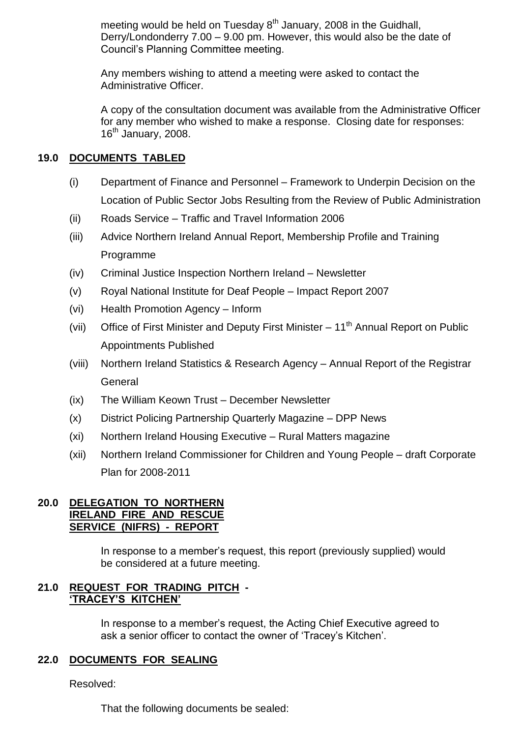meeting would be held on Tuesday 8th January, 2008 in the Guidhall, Derry/Londonderry 7.00 – 9.00 pm. However, this would also be the date of Council's Planning Committee meeting.

Any members wishing to attend a meeting were asked to contact the Administrative Officer.

A copy of the consultation document was available from the Administrative Officer for any member who wished to make a response. Closing date for responses: 16th January, 2008.

## 19.0 DOCUMENTS TABLED

(i) Department of Finance and Personnel – Framework to Underpin Decision on the Location of Public Sector Jobs Resulting from the Review of Public Administration

(ii) Roads Service – Traffic and Travel Information 2006

(iii) Advice Northern Ireland Annual Report, Membership Profile and Training Programme

(iv) Criminal Justice Inspection Northern Ireland – Newsletter

(v) Royal National Institute for Deaf People – Impact Report 2007

(vi) Health Promotion Agency – Inform

(vii) Office of First Minister and Deputy First Minister – 11th Annual Report on Public Appointments Published

(viii) Northern Ireland Statistics & Research Agency – Annual Report of the Registrar General

(ix) The William Keown Trust – December Newsletter

(x) District Policing Partnership Quarterly Magazine – DPP News

(xi) Northern Ireland Housing Executive – Rural Matters magazine

(xii) Northern Ireland Commissioner for Children and Young People – draft Corporate Plan for 2008-2011

## 20.0 DELEGATION TO NORTHERN IRELAND FIRE AND RESCUE SERVICE (NIFRS) - REPORT

In response to a member's request, this report (previously supplied) would be considered at a future meeting.

## 21.0 REQUEST FOR TRADING PITCH - 'TRACEY'S KITCHEN'

In response to a member's request, the Acting Chief Executive agreed to ask a senior officer to contact the owner of 'Tracey's Kitchen'.

## 22.0 DOCUMENTS FOR SEALING

Resolved:

That the following documents be sealed: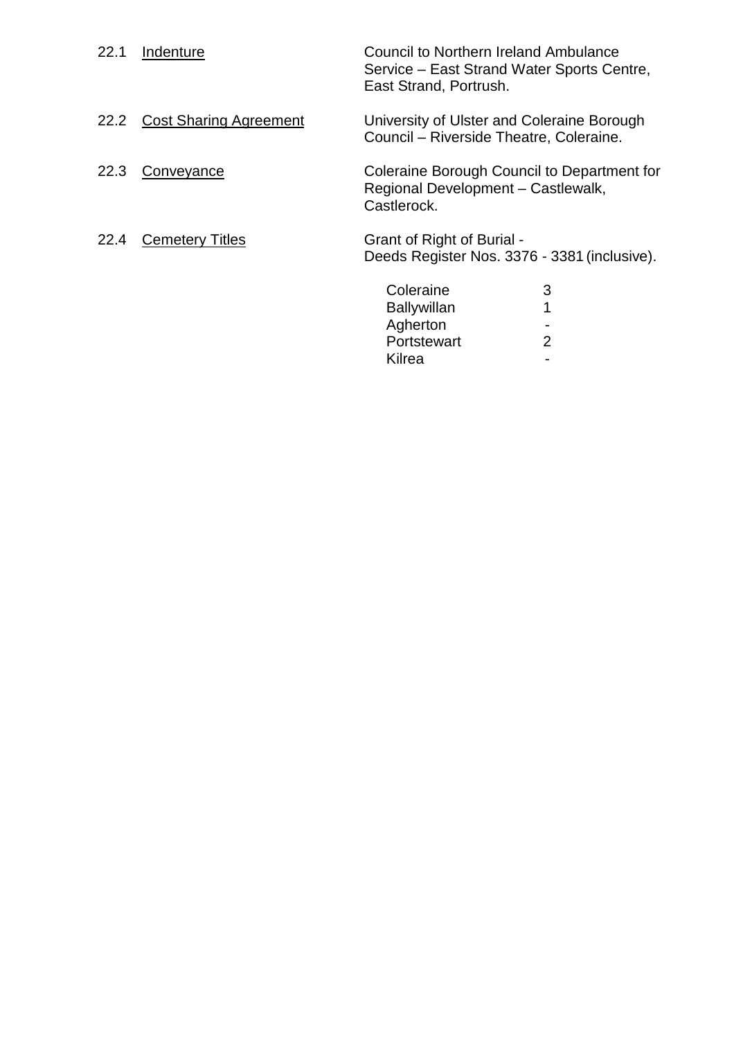22.1 <u>Indenture</u>

Council to Northern Ireland Ambulance Service – East Strand Water Sports Centre, East Strand, Portrush.

22.2 <u>Cost Sharing Agreement</u>

University of Ulster and Coleraine Borough Council – Riverside Theatre, Coleraine.

22.3 <u>Conveyance</u>

Coleraine Borough Council to Department for Regional Development – Castlewalk, Castlerock.

22.4 <u>Cemetery Titles</u>

Grant of Right of Burial - Deeds Register Nos. 3376 - 3381 (inclusive).

| | |
|---|---|
| Coleraine | 3 |
| Ballywillan | 1 |
| Agherton | - |
| Portstewart | 2 |
| Kilrea | - |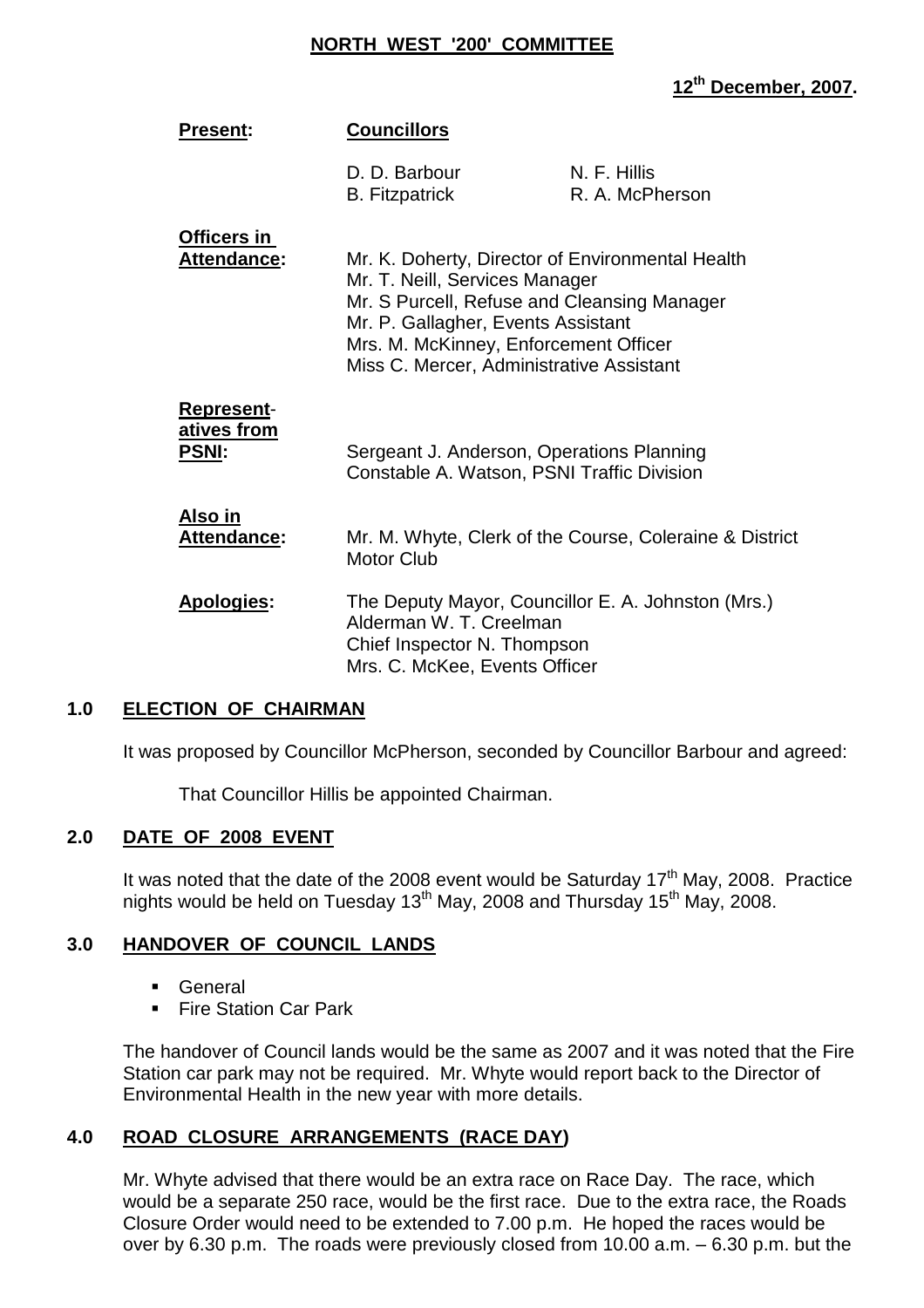# NORTH WEST '200' COMMITTEE

**12th December, 2007.**

| | | |
|---|---|---|
| **Present:** | **Councillors** | |
| | D. D. Barbour | N. F. Hillis |
| | B. Fitzpatrick | R. A. McPherson |

**Officers in Attendance:**
Mr. K. Doherty, Director of Environmental Health
Mr. T. Neill, Services Manager
Mr S Purcell, Refuse and Cleansing Manager
Mr. P. Gallagher, Events Assistant
Mrs. M. McKinney, Enforcement Officer
Miss C. Mercer, Administrative Assistant

**Representatives from PSNI:**
Sergeant J. Anderson, Operations Planning
Constable A. Watson, PSNI Traffic Division

**Also in Attendance:**
Mr. M. Whyte, Clerk of the Course, Coleraine & District Motor Club

**Apologies:**
The Deputy Mayor, Councillor E. A. Johnston (Mrs.)
Alderman W. T. Creelman
Chief Inspector N. Thompson
Mrs. C. McKee, Events Officer

## 1.0 ELECTION OF CHAIRMAN

It was proposed by Councillor McPherson, seconded by Councillor Barbour and agreed:

That Councillor Hillis be appointed Chairman.

## 2.0 DATE OF 2008 EVENT

It was noted that the date of the 2008 event would be Saturday 17th May, 2008. Practice nights would be held on Tuesday 13th May, 2008 and Thursday 15th May, 2008.

## 3.0 HANDOVER OF COUNCIL LANDS

- General
- Fire Station Car Park

The handover of Council lands would be the same as 2007 and it was noted that the Fire Station car park may not be required. Mr. Whyte would report back to the Director of Environmental Health in the new year with more details.

## 4.0 ROAD CLOSURE ARRANGEMENTS (RACE DAY)

Mr. Whyte advised that there would be an extra race on Race Day. The race, which would be a separate 250 race, would be the first race. Due to the extra race, the Roads Closure Order would need to be extended to 7.00 p.m. He hoped the races would be over by 6.30 p.m. The roads were previously closed from 10.00 a.m. – 6.30 p.m. but the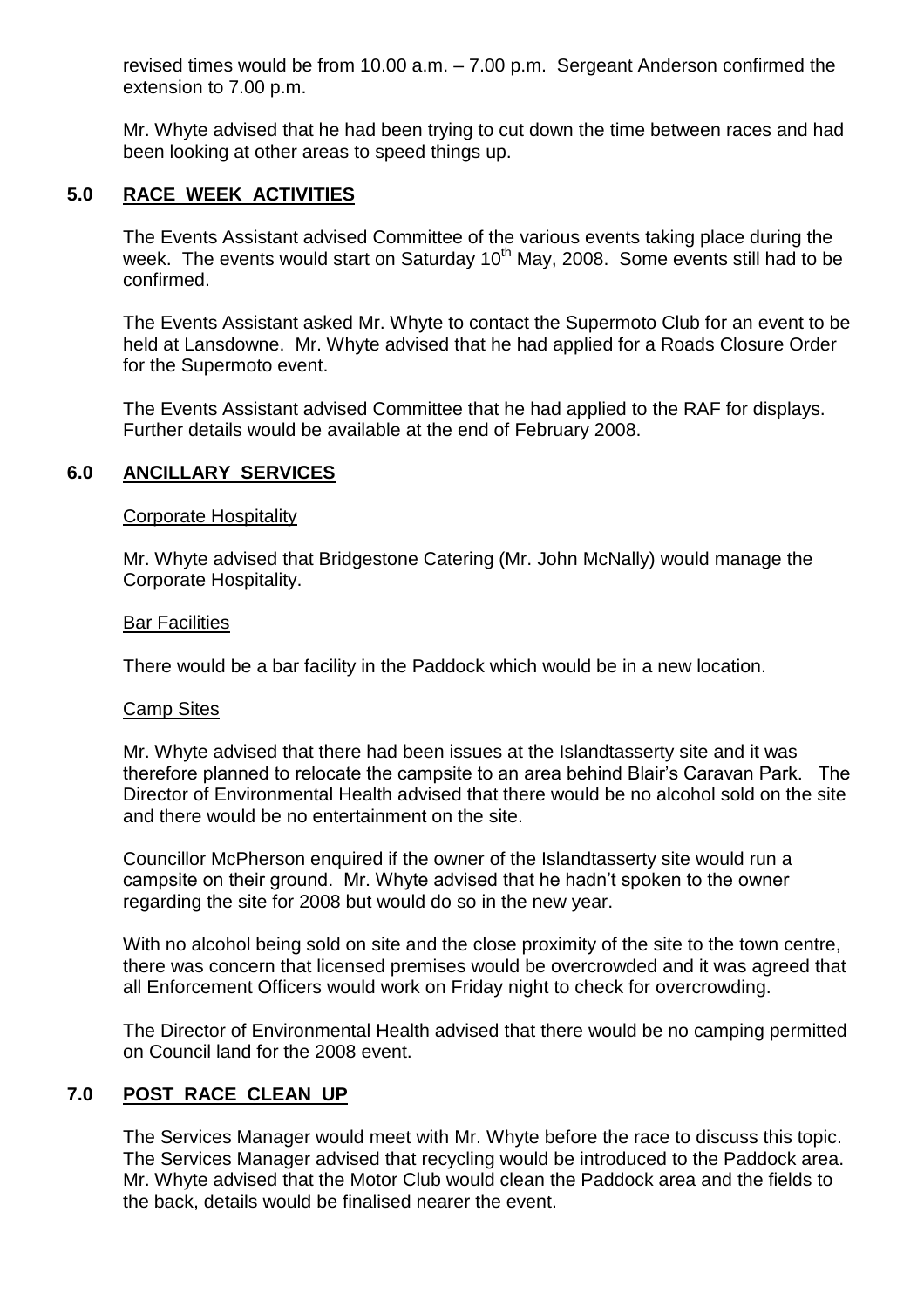revised times would be from 10.00 a.m. – 7.00 p.m. Sergeant Anderson confirmed the extension to 7.00 p.m.

Mr. Whyte advised that he had been trying to cut down the time between races and had been looking at other areas to speed things up.

## 5.0 RACE WEEK ACTIVITIES

The Events Assistant advised Committee of the various events taking place during the week. The events would start on Saturday 10th May, 2008. Some events still had to be confirmed.

The Events Assistant asked Mr. Whyte to contact the Supermoto Club for an event to be held at Lansdowne. Mr. Whyte advised that he had applied for a Roads Closure Order for the Supermoto event.

The Events Assistant advised Committee that he had applied to the RAF for displays. Further details would be available at the end of February 2008.

## 6.0 ANCILLARY SERVICES

Corporate Hospitality

Mr. Whyte advised that Bridgestone Catering (Mr. John McNally) would manage the Corporate Hospitality.

Bar Facilities

There would be a bar facility in the Paddock which would be in a new location.

Camp Sites

Mr. Whyte advised that there had been issues at the Islandtasserty site and it was therefore planned to relocate the campsite to an area behind Blair's Caravan Park. The Director of Environmental Health advised that there would be no alcohol sold on the site and there would be no entertainment on the site.

Councillor McPherson enquired if the owner of the Islandtasserty site would run a campsite on their ground. Mr. Whyte advised that he hadn't spoken to the owner regarding the site for 2008 but would do so in the new year.

With no alcohol being sold on site and the close proximity of the site to the town centre, there was concern that licensed premises would be overcrowded and it was agreed that all Enforcement Officers would work on Friday night to check for overcrowding.

The Director of Environmental Health advised that there would be no camping permitted on Council land for the 2008 event.

## 7.0 POST RACE CLEAN UP

The Services Manager would meet with Mr. Whyte before the race to discuss this topic. The Services Manager advised that recycling would be introduced to the Paddock area. Mr. Whyte advised that the Motor Club would clean the Paddock area and the fields to the back, details would be finalised nearer the event.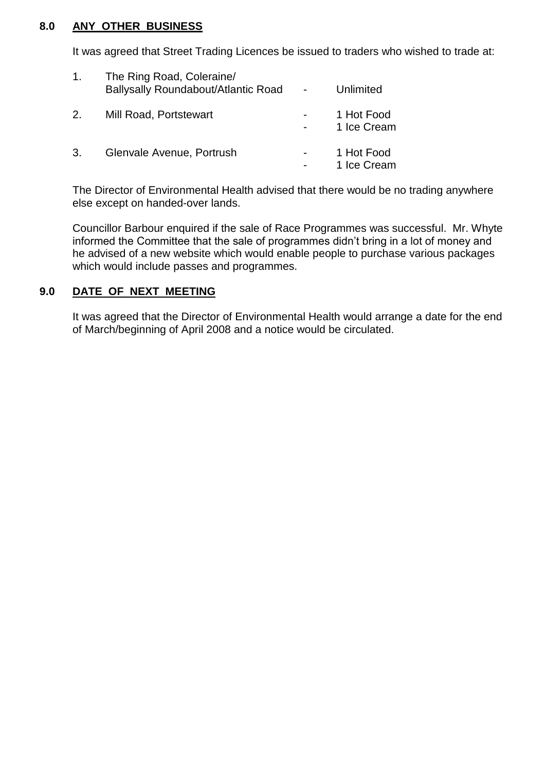## 8.0 **ANY OTHER BUSINESS**

It was agreed that Street Trading Licences be issued to traders who wished to trade at:

| | | | |
|---|---|---|---|
| 1. | The Ring Road, Coleraine/ Ballysally Roundabout/Atlantic Road | - | Unlimited |
| 2. | Mill Road, Portstewart | - | 1 Hot Food |
| | | - | 1 Ice Cream |
| 3. | Glenvale Avenue, Portrush | - | 1 Hot Food |
| | | - | 1 Ice Cream |

The Director of Environmental Health advised that there would be no trading anywhere else except on handed-over lands.

Councillor Barbour enquired if the sale of Race Programmes was successful. Mr. Whyte informed the Committee that the sale of programmes didn't bring in a lot of money and he advised of a new website which would enable people to purchase various packages which would include passes and programmes.

## 9.0 **DATE OF NEXT MEETING**

It was agreed that the Director of Environmental Health would arrange a date for the end of March/beginning of April 2008 and a notice would be circulated.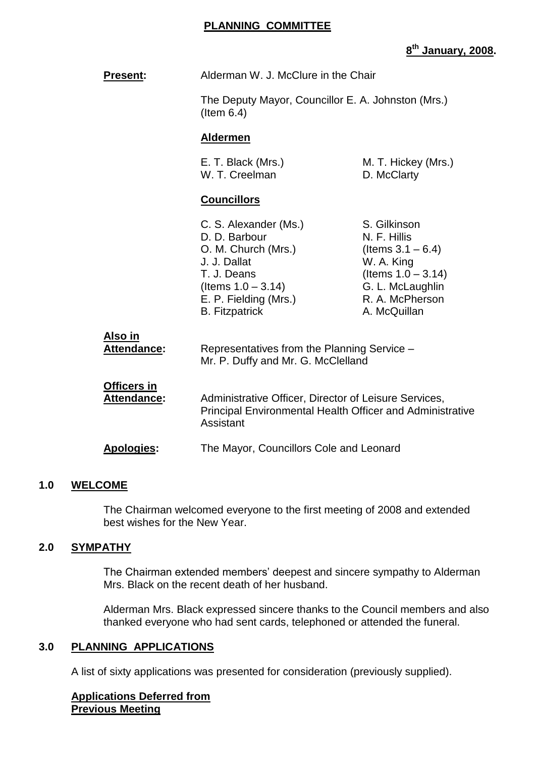# PLANNING COMMITTEE

**8th January, 2008.**

**Present:** Alderman W. J. McClure in the Chair

The Deputy Mayor, Councillor E. A. Johnston (Mrs.) (Item 6.4)

**Aldermen**

| | |
|---|---|
| E. T. Black (Mrs.) | M. T. Hickey (Mrs.) |
| W. T. Creelman | D. McClarty |

**Councillors**

| | |
|---|---|
| C. S. Alexander (Ms.) | S. Gilkinson |
| D. D. Barbour | N. F. Hillis |
| O. M. Church (Mrs.) | (Items 3.1 – 6.4) |
| J. J. Dallat | W. A. King |
| T. J. Deans | (Items 1.0 – 3.14) |
| (Items 1.0 – 3.14) | G. L. McLaughlin |
| E. P. Fielding (Mrs.) | R. A. McPherson |
| B. Fitzpatrick | A. McQuillan |

**Also in Attendance:** Representatives from the Planning Service – Mr. P. Duffy and Mr. G. McClelland

**Officers in Attendance:** Administrative Officer, Director of Leisure Services, Principal Environmental Health Officer and Administrative Assistant

**Apologies:** The Mayor, Councillors Cole and Leonard

## 1.0 WELCOME

The Chairman welcomed everyone to the first meeting of 2008 and extended best wishes for the New Year.

## 2.0 SYMPATHY

The Chairman extended members' deepest and sincere sympathy to Alderman Mrs. Black on the recent death of her husband.

Alderman Mrs. Black expressed sincere thanks to the Council members and also thanked everyone who had sent cards, telephoned or attended the funeral.

## 3.0 PLANNING APPLICATIONS

A list of sixty applications was presented for consideration (previously supplied).

**Applications Deferred from Previous Meeting**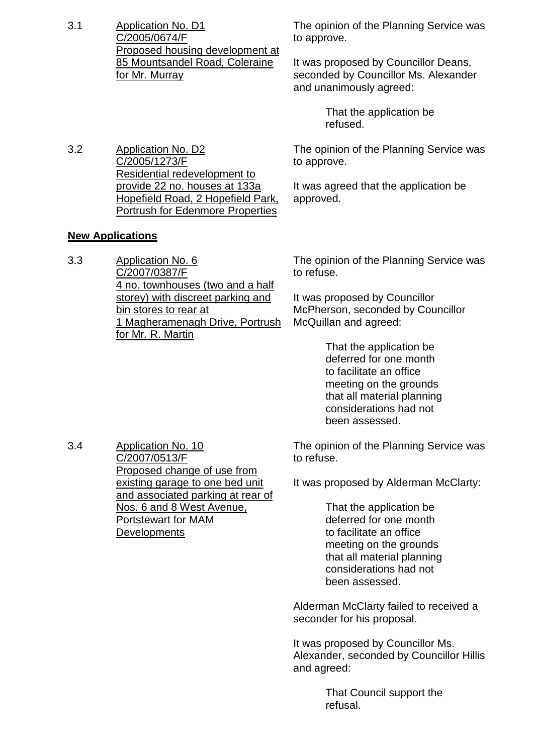3.1 Application No. D1
C/2005/0674/F
Proposed housing development at 85 Mountsandel Road, Coleraine for Mr. Murray

The opinion of the Planning Service was to approve.

It was proposed by Councillor Deans, seconded by Councillor Ms. Alexander and unanimously agreed:

> That the application be refused.

3.2 Application No. D2
C/2005/1273/F
Residential redevelopment to provide 22 no. houses at 133a Hopefield Road, 2 Hopefield Park, Portrush for Edenmore Properties

The opinion of the Planning Service was to approve.

It was agreed that the application be approved.

**New Applications**

3.3 Application No. 6
C/2007/0387/F
4 no. townhouses (two and a half storey) with discreet parking and bin stores to rear at 1 Magheramenagh Drive, Portrush for Mr. R. Martin

The opinion of the Planning Service was to refuse.

It was proposed by Councillor McPherson, seconded by Councillor McQuillan and agreed:

> That the application be deferred for one month to facilitate an office meeting on the grounds that all material planning considerations had not been assessed.

3.4 Application No. 10
C/2007/0513/F
Proposed change of use from existing garage to one bed unit and associated parking at rear of Nos. 6 and 8 West Avenue, Portstewart for MAM Developments

The opinion of the Planning Service was to refuse.

It was proposed by Alderman McClarty:

> That the application be deferred for one month to facilitate an office meeting on the grounds that all material planning considerations had not been assessed.

Alderman McClarty failed to received a seconder for his proposal.

It was proposed by Councillor Ms. Alexander, seconded by Councillor Hillis and agreed:

> That Council support the refusal.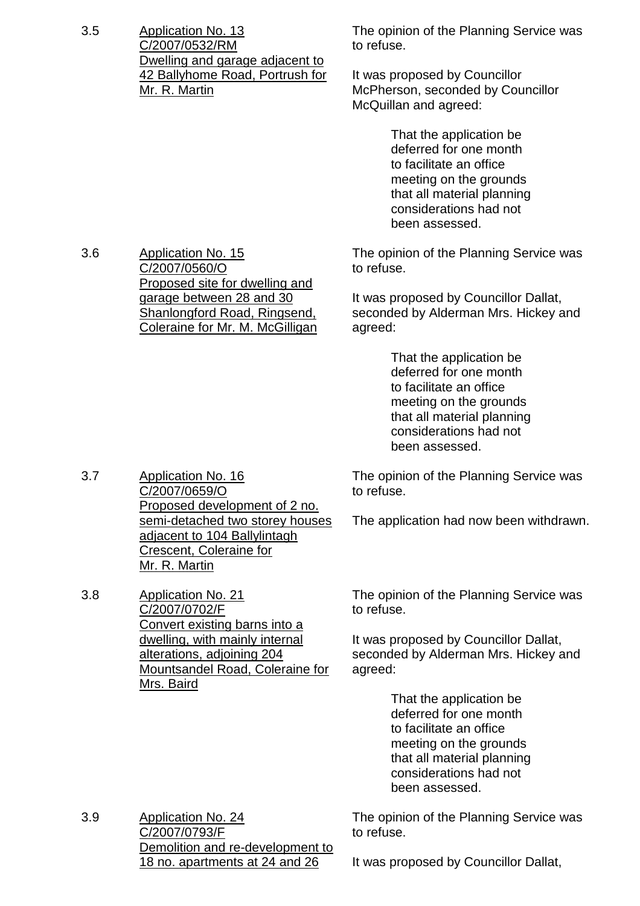3.5 Application No. 13
C/2007/0532/RM
Dwelling and garage adjacent to 42 Ballyhome Road, Portrush for Mr. R. Martin

The opinion of the Planning Service was to refuse.

It was proposed by Councillor McPherson, seconded by Councillor McQuillan and agreed:

> That the application be deferred for one month to facilitate an office meeting on the grounds that all material planning considerations had not been assessed.

3.6 Application No. 15
C/2007/0560/O
Proposed site for dwelling and garage between 28 and 30 Shanlongford Road, Ringsend, Coleraine for Mr. M. McGilligan

The opinion of the Planning Service was to refuse.

It was proposed by Councillor Dallat, seconded by Alderman Mrs. Hickey and agreed:

> That the application be deferred for one month to facilitate an office meeting on the grounds that all material planning considerations had not been assessed.

3.7 Application No. 16
C/2007/0659/O
Proposed development of 2 no. semi-detached two storey houses adjacent to 104 Ballylintagh Crescent, Coleraine for Mr. R. Martin

The opinion of the Planning Service was to refuse.

The application had now been withdrawn.

3.8 Application No. 21
C/2007/0702/F
Convert existing barns into a dwelling, with mainly internal alterations, adjoining 204 Mountsandel Road, Coleraine for Mrs. Baird

The opinion of the Planning Service was to refuse.

It was proposed by Councillor Dallat, seconded by Alderman Mrs. Hickey and agreed:

> That the application be deferred for one month to facilitate an office meeting on the grounds that all material planning considerations had not been assessed.

3.9 Application No. 24
C/2007/0793/F
Demolition and re-development to 18 no. apartments at 24 and 26

The opinion of the Planning Service was to refuse.

It was proposed by Councillor Dallat,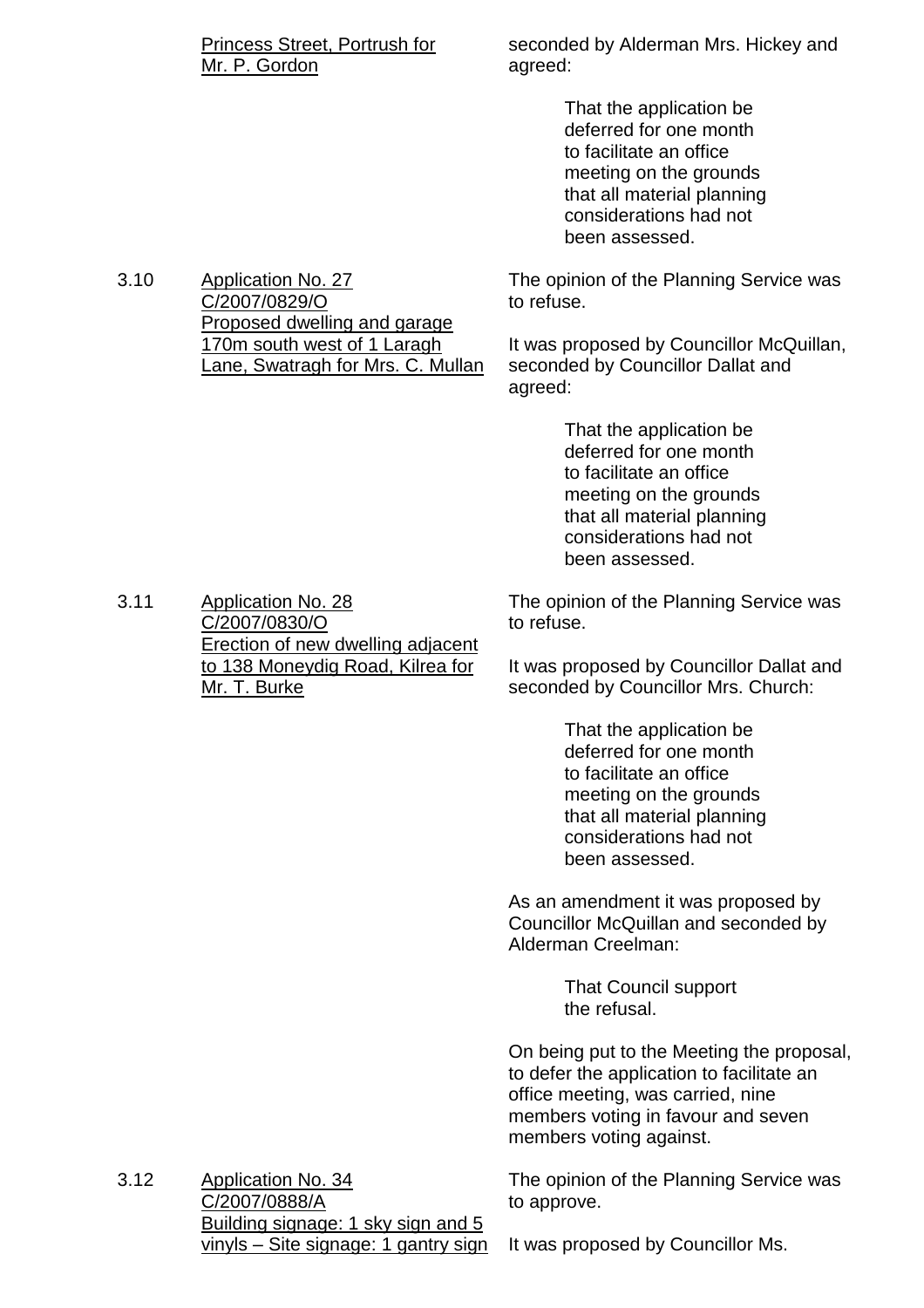Princess Street, Portrush for Mr. P. Gordon

seconded by Alderman Mrs. Hickey and agreed:

> That the application be deferred for one month to facilitate an office meeting on the grounds that all material planning considerations had not been assessed.

3.10 Application No. 27 C/2007/0829/O Proposed dwelling and garage 170m south west of 1 Laragh Lane, Swatragh for Mrs. C. Mullan

The opinion of the Planning Service was to refuse.

It was proposed by Councillor McQuillan, seconded by Councillor Dallat and agreed:

> That the application be deferred for one month to facilitate an office meeting on the grounds that all material planning considerations had not been assessed.

3.11 Application No. 28 C/2007/0830/O Erection of new dwelling adjacent to 138 Moneydig Road, Kilrea for Mr. T. Burke

The opinion of the Planning Service was to refuse.

It was proposed by Councillor Dallat and seconded by Councillor Mrs. Church:

> That the application be deferred for one month to facilitate an office meeting on the grounds that all material planning considerations had not been assessed.

As an amendment it was proposed by Councillor McQuillan and seconded by Alderman Creelman:

> That Council support the refusal.

On being put to the Meeting the proposal, to defer the application to facilitate an office meeting, was carried, nine members voting in favour and seven members voting against.

3.12 Application No. 34 C/2007/0888/A Building signage: 1 sky sign and 5 vinyls – Site signage: 1 gantry sign

The opinion of the Planning Service was to approve.

It was proposed by Councillor Ms.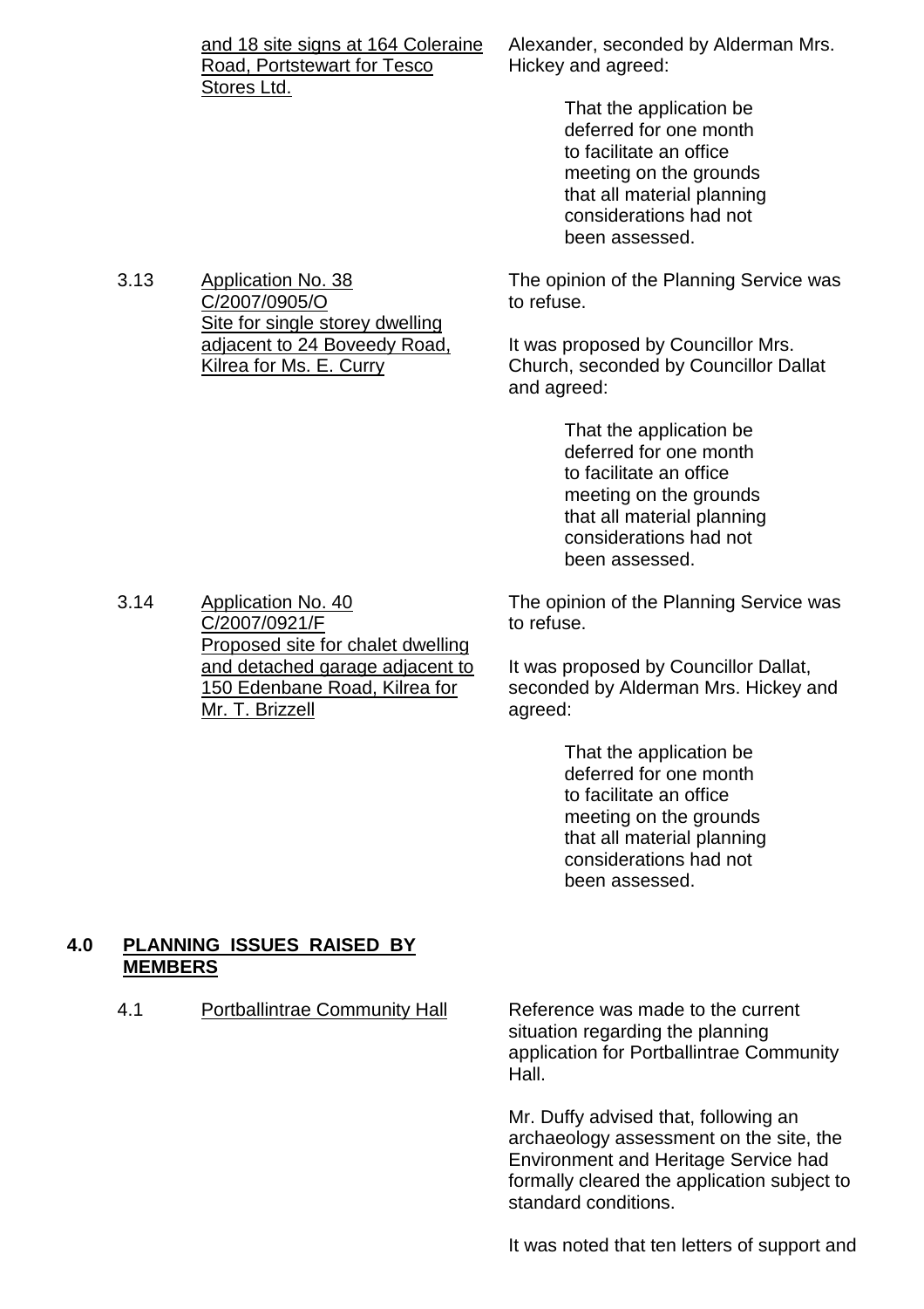| | | |
|---|---|---|
| | and 18 site signs at 164 Coleraine Road, Portstewart for Tesco Stores Ltd. | Alexander, seconded by Alderman Mrs. Hickey and agreed:<br><br>That the application be deferred for one month to facilitate an office meeting on the grounds that all material planning considerations had not been assessed. |
| 3.13 | Application No. 38<br>C/2007/0905/O<br>Site for single storey dwelling adjacent to 24 Boveedy Road, Kilrea for Ms. E. Curry | The opinion of the Planning Service was to refuse.<br><br>It was proposed by Councillor Mrs. Church, seconded by Councillor Dallat and agreed:<br><br>That the application be deferred for one month to facilitate an office meeting on the grounds that all material planning considerations had not been assessed. |
| 3.14 | Application No. 40<br>C/2007/0921/F<br>Proposed site for chalet dwelling and detached garage adjacent to 150 Edenbane Road, Kilrea for Mr. T. Brizzell | The opinion of the Planning Service was to refuse.<br><br>It was proposed by Councillor Dallat, seconded by Alderman Mrs. Hickey and agreed:<br><br>That the application be deferred for one month to facilitate an office meeting on the grounds that all material planning considerations had not been assessed. |

**4.0 PLANNING ISSUES RAISED BY MEMBERS**

| | | |
|---|---|---|
| 4.1 | Portballintrae Community Hall | Reference was made to the current situation regarding the planning application for Portballintrae Community Hall.<br><br>Mr. Duffy advised that, following an archaeology assessment on the site, the Environment and Heritage Service had formally cleared the application subject to standard conditions.<br><br>It was noted that ten letters of support and |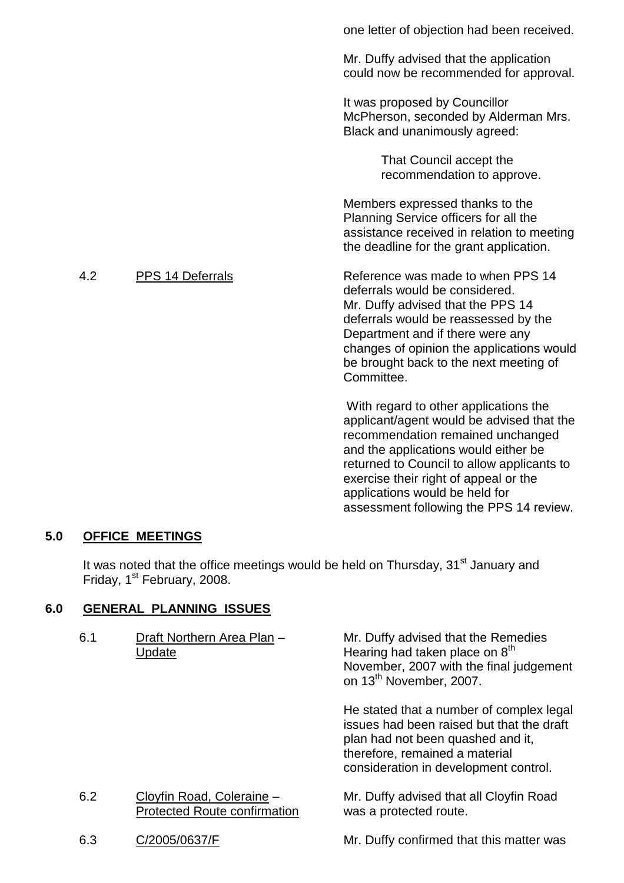one letter of objection had been received.

Mr. Duffy advised that the application could now be recommended for approval.

It was proposed by Councillor McPherson, seconded by Alderman Mrs. Black and unanimously agreed:

> That Council accept the recommendation to approve.

Members expressed thanks to the Planning Service officers for all the assistance received in relation to meeting the deadline for the grant application.

4.2 PPS 14 Deferrals

Reference was made to when PPS 14 deferrals would be considered. Mr. Duffy advised that the PPS 14 deferrals would be reassessed by the Department and if there were any changes of opinion the applications would be brought back to the next meeting of Committee.

With regard to other applications the applicant/agent would be advised that the recommendation remained unchanged and the applications would either be returned to Council to allow applicants to exercise their right of appeal or the applications would be held for assessment following the PPS 14 review.

## 5.0 OFFICE MEETINGS

It was noted that the office meetings would be held on Thursday, 31st January and Friday, 1st February, 2008.

## 6.0 GENERAL PLANNING ISSUES

6.1 Draft Northern Area Plan – Update

Mr. Duffy advised that the Remedies Hearing had taken place on 8th November, 2007 with the final judgement on 13th November, 2007.

He stated that a number of complex legal issues had been raised but that the draft plan had not been quashed and it, therefore, remained a material consideration in development control.

6.2 Cloyfin Road, Coleraine – Protected Route confirmation

Mr. Duffy advised that all Cloyfin Road was a protected route.

6.3 C/2005/0637/F

Mr. Duffy confirmed that this matter was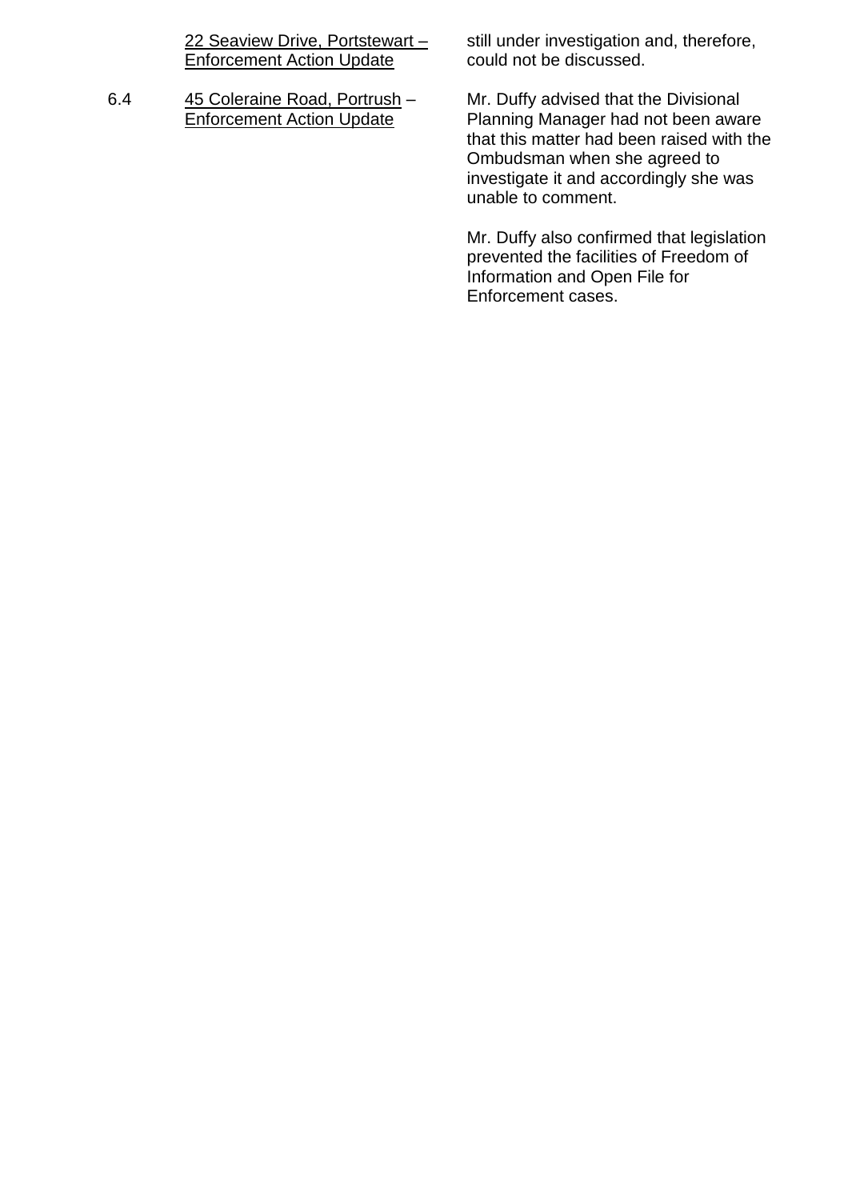22 Seaview Drive, Portstewart – Enforcement Action Update

still under investigation and, therefore, could not be discussed.

6.4 45 Coleraine Road, Portrush – Enforcement Action Update

Mr. Duffy advised that the Divisional Planning Manager had not been aware that this matter had been raised with the Ombudsman when she agreed to investigate it and accordingly she was unable to comment.

Mr. Duffy also confirmed that legislation prevented the facilities of Freedom of Information and Open File for Enforcement cases.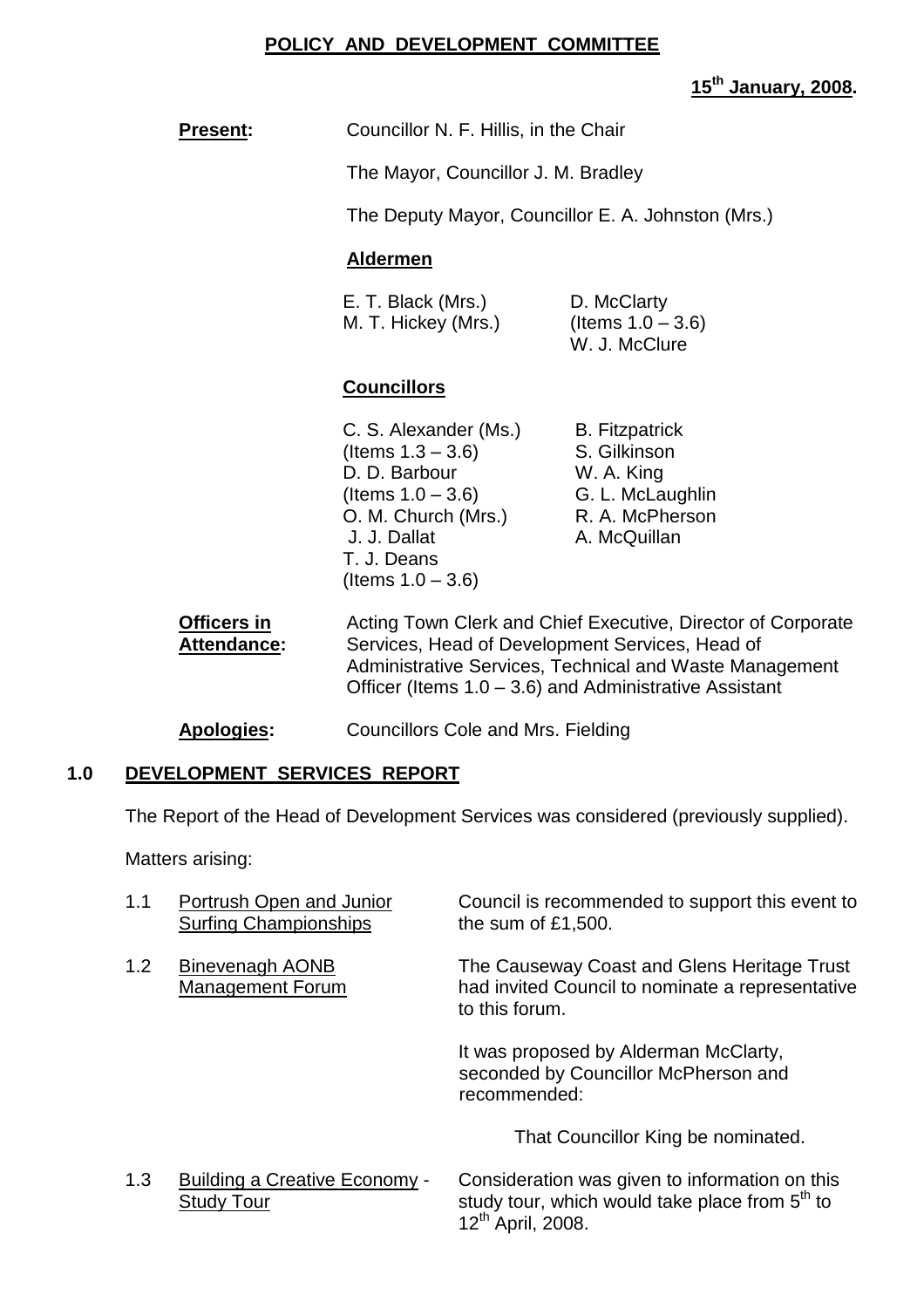## POLICY AND DEVELOPMENT COMMITTEE

**15th January, 2008.**

**Present:** Councillor N. F. Hillis, in the Chair

The Mayor, Councillor J. M. Bradley

The Deputy Mayor, Councillor E. A. Johnston (Mrs.)

**Aldermen**

E. T. Black (Mrs.)
M. T. Hickey (Mrs.)
D. McClarty (Items 1.0 – 3.6)
W. J. McClure

**Councillors**

C. S. Alexander (Ms.) (Items 1.3 – 3.6)
D. D. Barbour (Items 1.0 – 3.6)
O. M. Church (Mrs.)
J. J. Dallat
T. J. Deans (Items 1.0 – 3.6)
B. Fitzpatrick
S. Gilkinson
W. A. King
G. L. McLaughlin
R. A. McPherson
A. McQuillan

**Officers in Attendance:** Acting Town Clerk and Chief Executive, Director of Corporate Services, Head of Development Services, Head of Administrative Services, Technical and Waste Management Officer (Items 1.0 – 3.6) and Administrative Assistant

**Apologies:** Councillors Cole and Mrs. Fielding

## 1.0 DEVELOPMENT SERVICES REPORT

The Report of the Head of Development Services was considered (previously supplied).

Matters arising:

1.1 Portrush Open and Junior Surfing Championships

Council is recommended to support this event to the sum of £1,500.

1.2 Binevenagh AONB Management Forum

The Causeway Coast and Glens Heritage Trust had invited Council to nominate a representative to this forum.

It was proposed by Alderman McClarty, seconded by Councillor McPherson and recommended:

That Councillor King be nominated.

1.3 Building a Creative Economy - Study Tour

Consideration was given to information on this study tour, which would take place from 5th to 12th April, 2008.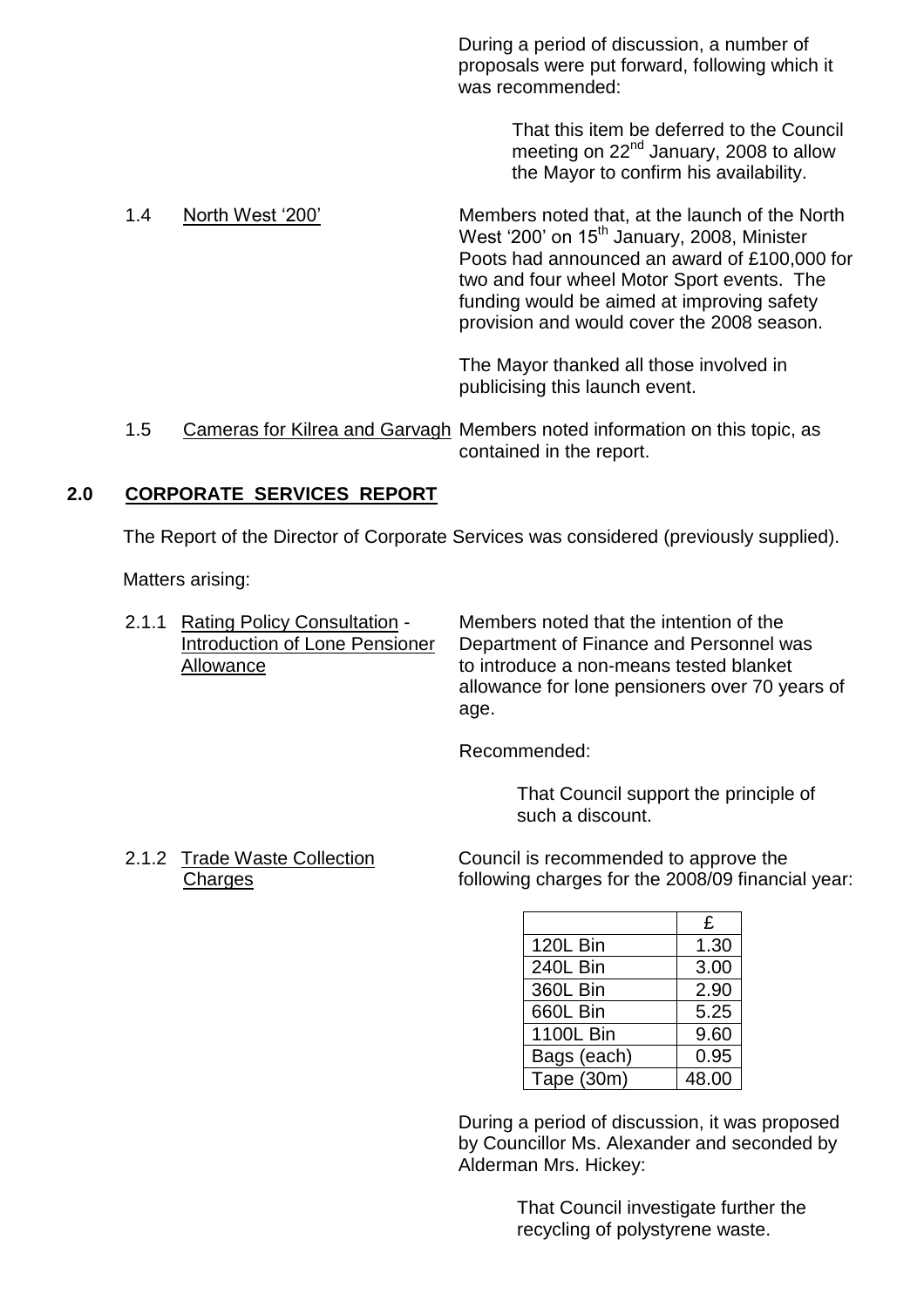During a period of discussion, a number of proposals were put forward, following which it was recommended:

> That this item be deferred to the Council meeting on 22nd January, 2008 to allow the Mayor to confirm his availability.

1.4 North West '200'

Members noted that, at the launch of the North West '200' on 15th January, 2008, Minister Poots had announced an award of £100,000 for two and four wheel Motor Sport events. The funding would be aimed at improving safety provision and would cover the 2008 season.

The Mayor thanked all those involved in publicising this launch event.

1.5 Cameras for Kilrea and Garvagh

Members noted information on this topic, as contained in the report.

## 2.0 CORPORATE SERVICES REPORT

The Report of the Director of Corporate Services was considered (previously supplied).

Matters arising:

2.1.1 Rating Policy Consultation - Introduction of Lone Pensioner Allowance

Members noted that the intention of the Department of Finance and Personnel was to introduce a non-means tested blanket allowance for lone pensioners over 70 years of age.

Recommended:

> That Council support the principle of such a discount.

2.1.2 Trade Waste Collection Charges

Council is recommended to approve the following charges for the 2008/09 financial year:

| | £ |
|---|---|
| 120L Bin | 1.30 |
| 240L Bin | 3.00 |
| 360L Bin | 2.90 |
| 660L Bin | 5.25 |
| 1100L Bin | 9.60 |
| Bags (each) | 0.95 |
| Tape (30m) | 48.00 |

During a period of discussion, it was proposed by Councillor Ms. Alexander and seconded by Alderman Mrs. Hickey:

> That Council investigate further the recycling of polystyrene waste.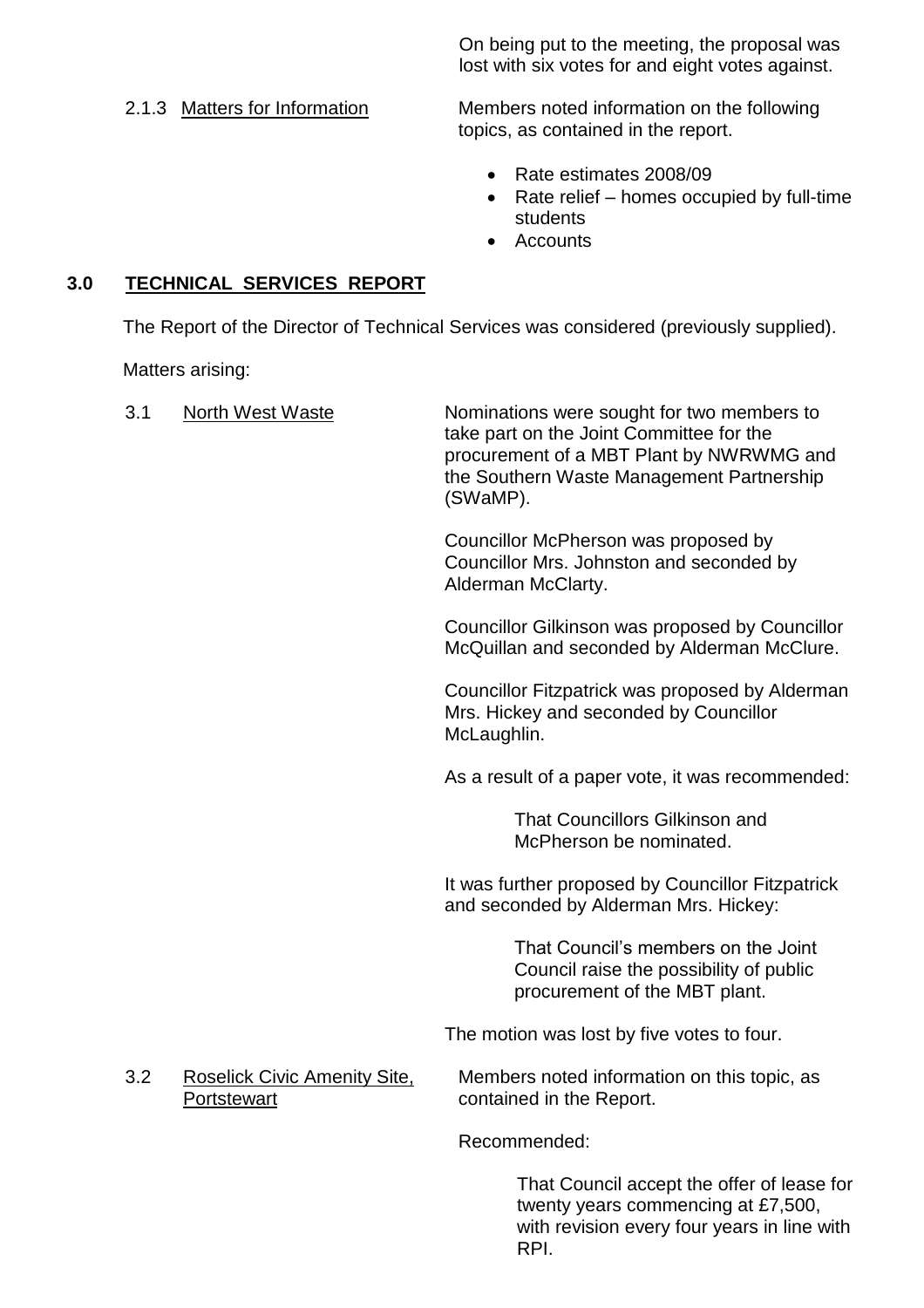On being put to the meeting, the proposal was lost with six votes for and eight votes against.

2.1.3 Matters for Information

Members noted information on the following topics, as contained in the report.

- Rate estimates 2008/09
- Rate relief – homes occupied by full-time students
- Accounts

## 3.0 TECHNICAL SERVICES REPORT

The Report of the Director of Technical Services was considered (previously supplied).

Matters arising:

3.1 North West Waste

Nominations were sought for two members to take part on the Joint Committee for the procurement of a MBT Plant by NWRWMG and the Southern Waste Management Partnership (SWaMP).

Councillor McPherson was proposed by Councillor Mrs. Johnston and seconded by Alderman McClarty.

Councillor Gilkinson was proposed by Councillor McQuillan and seconded by Alderman McClure.

Councillor Fitzpatrick was proposed by Alderman Mrs. Hickey and seconded by Councillor McLaughlin.

As a result of a paper vote, it was recommended:

> That Councillors Gilkinson and McPherson be nominated.

It was further proposed by Councillor Fitzpatrick and seconded by Alderman Mrs. Hickey:

> That Council's members on the Joint Council raise the possibility of public procurement of the MBT plant.

The motion was lost by five votes to four.

3.2 Roselick Civic Amenity Site, Portstewart

Members noted information on this topic, as contained in the Report.

Recommended:

> That Council accept the offer of lease for twenty years commencing at £7,500, with revision every four years in line with RPI.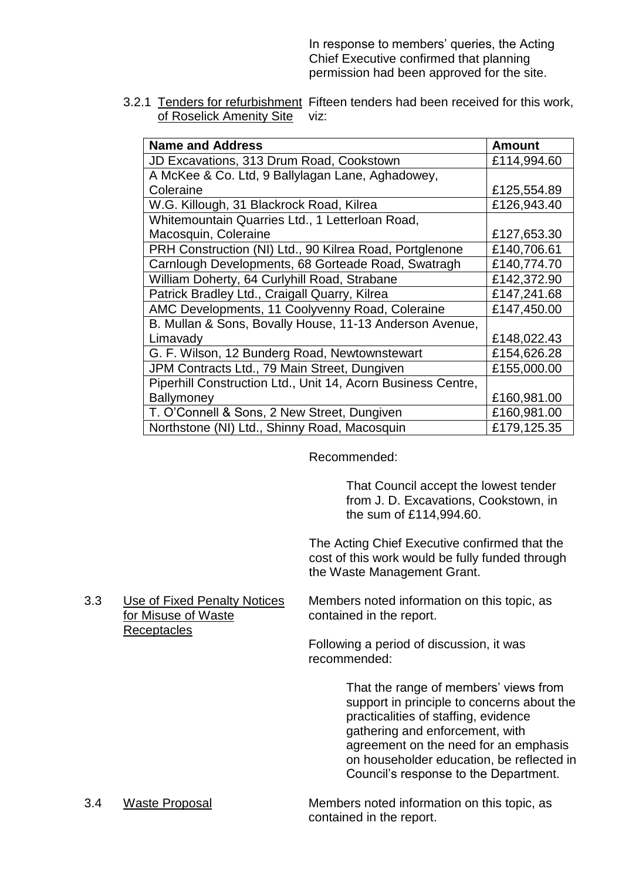In response to members' queries, the Acting Chief Executive confirmed that planning permission had been approved for the site.

3.2.1 Tenders for refurbishment of Roselick Amenity Site — Fifteen tenders had been received for this work, viz:

| Name and Address | Amount |
|---|---|
| JD Excavations, 313 Drum Road, Cookstown | £114,994.60 |
| A McKee & Co. Ltd, 9 Ballylagan Lane, Aghadowey, Coleraine | £125,554.89 |
| W.G. Killough, 31 Blackrock Road, Kilrea | £126,943.40 |
| Whitemountain Quarries Ltd., 1 Letterloan Road, Macosquin, Coleraine | £127,653.30 |
| PRH Construction (NI) Ltd., 90 Kilrea Road, Portglenone | £140,706.61 |
| Carnlough Developments, 68 Gorteade Road, Swatragh | £140,774.70 |
| William Doherty, 64 Curlyhill Road, Strabane | £142,372.90 |
| Patrick Bradley Ltd., Craigall Quarry, Kilrea | £147,241.68 |
| AMC Developments, 11 Coolyvenny Road, Coleraine | £147,450.00 |
| B. Mullan & Sons, Bovally House, 11-13 Anderson Avenue, Limavady | £148,022.43 |
| G. F. Wilson, 12 Bunderg Road, Newtownstewart | £154,626.28 |
| JPM Contracts Ltd., 79 Main Street, Dungiven | £155,000.00 |
| Piperhill Construction Ltd., Unit 14, Acorn Business Centre, Ballymoney | £160,981.00 |
| T. O'Connell & Sons, 2 New Street, Dungiven | £160,981.00 |
| Northstone (NI) Ltd., Shinny Road, Macosquin | £179,125.35 |

Recommended:

> That Council accept the lowest tender from J. D. Excavations, Cookstown, in the sum of £114,994.60.

The Acting Chief Executive confirmed that the cost of this work would be fully funded through the Waste Management Grant.

3.3 Use of Fixed Penalty Notices for Misuse of Waste Receptacles — Members noted information on this topic, as contained in the report.

Following a period of discussion, it was recommended:

> That the range of members' views from support in principle to concerns about the practicalities of staffing, evidence gathering and enforcement, with agreement on the need for an emphasis on householder education, be reflected in Council's response to the Department.

3.4 Waste Proposal — Members noted information on this topic, as contained in the report.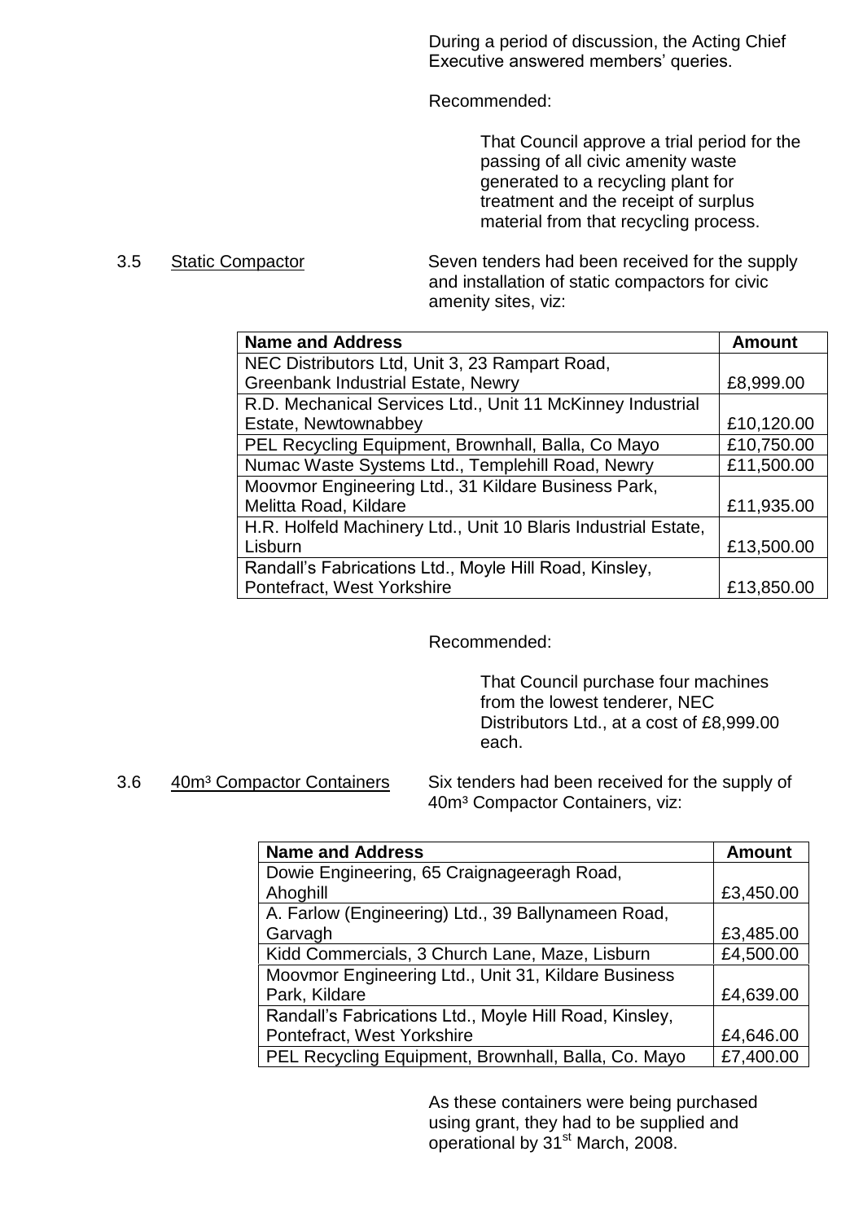During a period of discussion, the Acting Chief Executive answered members' queries.

Recommended:

> That Council approve a trial period for the passing of all civic amenity waste generated to a recycling plant for treatment and the receipt of surplus material from that recycling process.

3.5 Static Compactor

Seven tenders had been received for the supply and installation of static compactors for civic amenity sites, viz:

| Name and Address | Amount |
|---|---|
| NEC Distributors Ltd, Unit 3, 23 Rampart Road, Greenbank Industrial Estate, Newry | £8,999.00 |
| R.D. Mechanical Services Ltd., Unit 11 McKinney Industrial Estate, Newtownabbey | £10,120.00 |
| PEL Recycling Equipment, Brownhall, Balla, Co Mayo | £10,750.00 |
| Numac Waste Systems Ltd., Templehill Road, Newry | £11,500.00 |
| Moovmor Engineering Ltd., 31 Kildare Business Park, Melitta Road, Kildare | £11,935.00 |
| H.R. Holfeld Machinery Ltd., Unit 10 Blaris Industrial Estate, Lisburn | £13,500.00 |
| Randall's Fabrications Ltd., Moyle Hill Road, Kinsley, Pontefract, West Yorkshire | £13,850.00 |

Recommended:

> That Council purchase four machines from the lowest tenderer, NEC Distributors Ltd., at a cost of £8,999.00 each.

3.6 40m³ Compactor Containers

Six tenders had been received for the supply of 40m³ Compactor Containers, viz:

| Name and Address | Amount |
|---|---|
| Dowie Engineering, 65 Craignageeragh Road, Ahoghill | £3,450.00 |
| A. Farlow (Engineering) Ltd., 39 Ballynameen Road, Garvagh | £3,485.00 |
| Kidd Commercials, 3 Church Lane, Maze, Lisburn | £4,500.00 |
| Moovmor Engineering Ltd., Unit 31, Kildare Business Park, Kildare | £4,639.00 |
| Randall's Fabrications Ltd., Moyle Hill Road, Kinsley, Pontefract, West Yorkshire | £4,646.00 |
| PEL Recycling Equipment, Brownhall, Balla, Co. Mayo | £7,400.00 |

As these containers were being purchased using grant, they had to be supplied and operational by 31st March, 2008.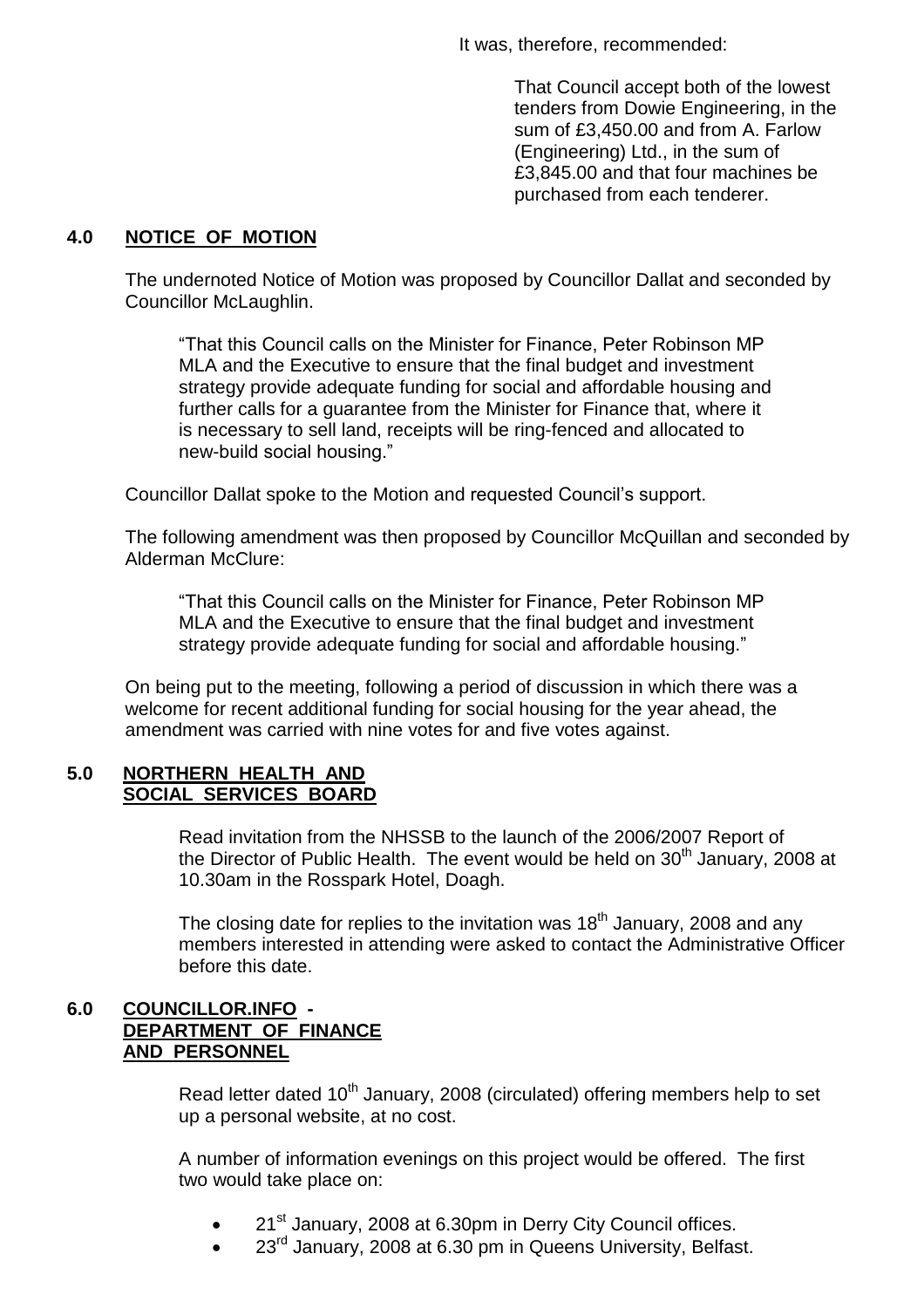It was, therefore, recommended:

> That Council accept both of the lowest tenders from Dowie Engineering, in the sum of £3,450.00 and from A. Farlow (Engineering) Ltd., in the sum of £3,845.00 and that four machines be purchased from each tenderer.

## 4.0 NOTICE OF MOTION

The undernoted Notice of Motion was proposed by Councillor Dallat and seconded by Councillor McLaughlin.

> "That this Council calls on the Minister for Finance, Peter Robinson MP MLA and the Executive to ensure that the final budget and investment strategy provide adequate funding for social and affordable housing and further calls for a guarantee from the Minister for Finance that, where it is necessary to sell land, receipts will be ring-fenced and allocated to new-build social housing."

Councillor Dallat spoke to the Motion and requested Council's support.

The following amendment was then proposed by Councillor McQuillan and seconded by Alderman McClure:

> "That this Council calls on the Minister for Finance, Peter Robinson MP MLA and the Executive to ensure that the final budget and investment strategy provide adequate funding for social and affordable housing."

On being put to the meeting, following a period of discussion in which there was a welcome for recent additional funding for social housing for the year ahead, the amendment was carried with nine votes for and five votes against.

## 5.0 NORTHERN HEALTH AND SOCIAL SERVICES BOARD

Read invitation from the NHSSB to the launch of the 2006/2007 Report of the Director of Public Health. The event would be held on 30th January, 2008 at 10.30am in the Rosspark Hotel, Doagh.

The closing date for replies to the invitation was 18th January, 2008 and any members interested in attending were asked to contact the Administrative Officer before this date.

## 6.0 COUNCILLOR.INFO - DEPARTMENT OF FINANCE AND PERSONNEL

Read letter dated 10th January, 2008 (circulated) offering members help to set up a personal website, at no cost.

A number of information evenings on this project would be offered. The first two would take place on:

- 21st January, 2008 at 6.30pm in Derry City Council offices.
- 23rd January, 2008 at 6.30 pm in Queens University, Belfast.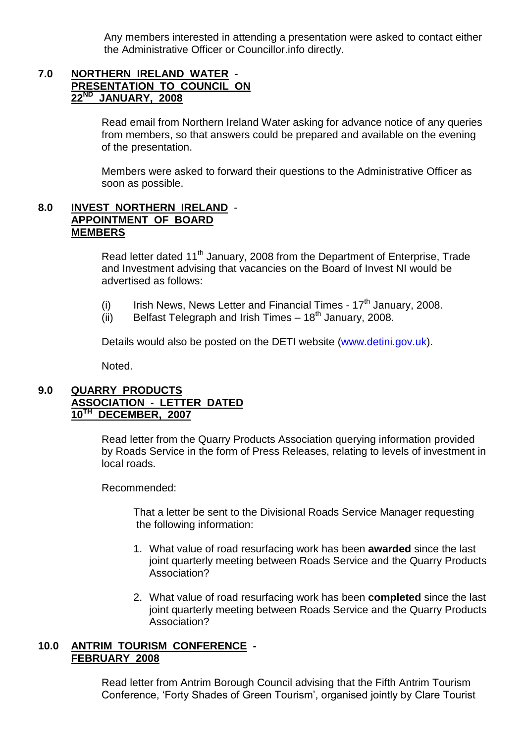Any members interested in attending a presentation were asked to contact either the Administrative Officer or Councillor.info directly.

## 7.0 NORTHERN IRELAND WATER - PRESENTATION TO COUNCIL ON 22ND JANUARY, 2008

Read email from Northern Ireland Water asking for advance notice of any queries from members, so that answers could be prepared and available on the evening of the presentation.

Members were asked to forward their questions to the Administrative Officer as soon as possible.

## 8.0 INVEST NORTHERN IRELAND - APPOINTMENT OF BOARD MEMBERS

Read letter dated 11th January, 2008 from the Department of Enterprise, Trade and Investment advising that vacancies on the Board of Invest NI would be advertised as follows:

(i) Irish News, News Letter and Financial Times - 17th January, 2008.
(ii) Belfast Telegraph and Irish Times – 18th January, 2008.

Details would also be posted on the DETI website (www.detini.gov.uk).

Noted.

## 9.0 QUARRY PRODUCTS ASSOCIATION - LETTER DATED 10TH DECEMBER, 2007

Read letter from the Quarry Products Association querying information provided by Roads Service in the form of Press Releases, relating to levels of investment in local roads.

Recommended:

That a letter be sent to the Divisional Roads Service Manager requesting the following information:

1. What value of road resurfacing work has been **awarded** since the last joint quarterly meeting between Roads Service and the Quarry Products Association?
2. What value of road resurfacing work has been **completed** since the last joint quarterly meeting between Roads Service and the Quarry Products Association?

## 10.0 ANTRIM TOURISM CONFERENCE - FEBRUARY 2008

Read letter from Antrim Borough Council advising that the Fifth Antrim Tourism Conference, 'Forty Shades of Green Tourism', organised jointly by Clare Tourist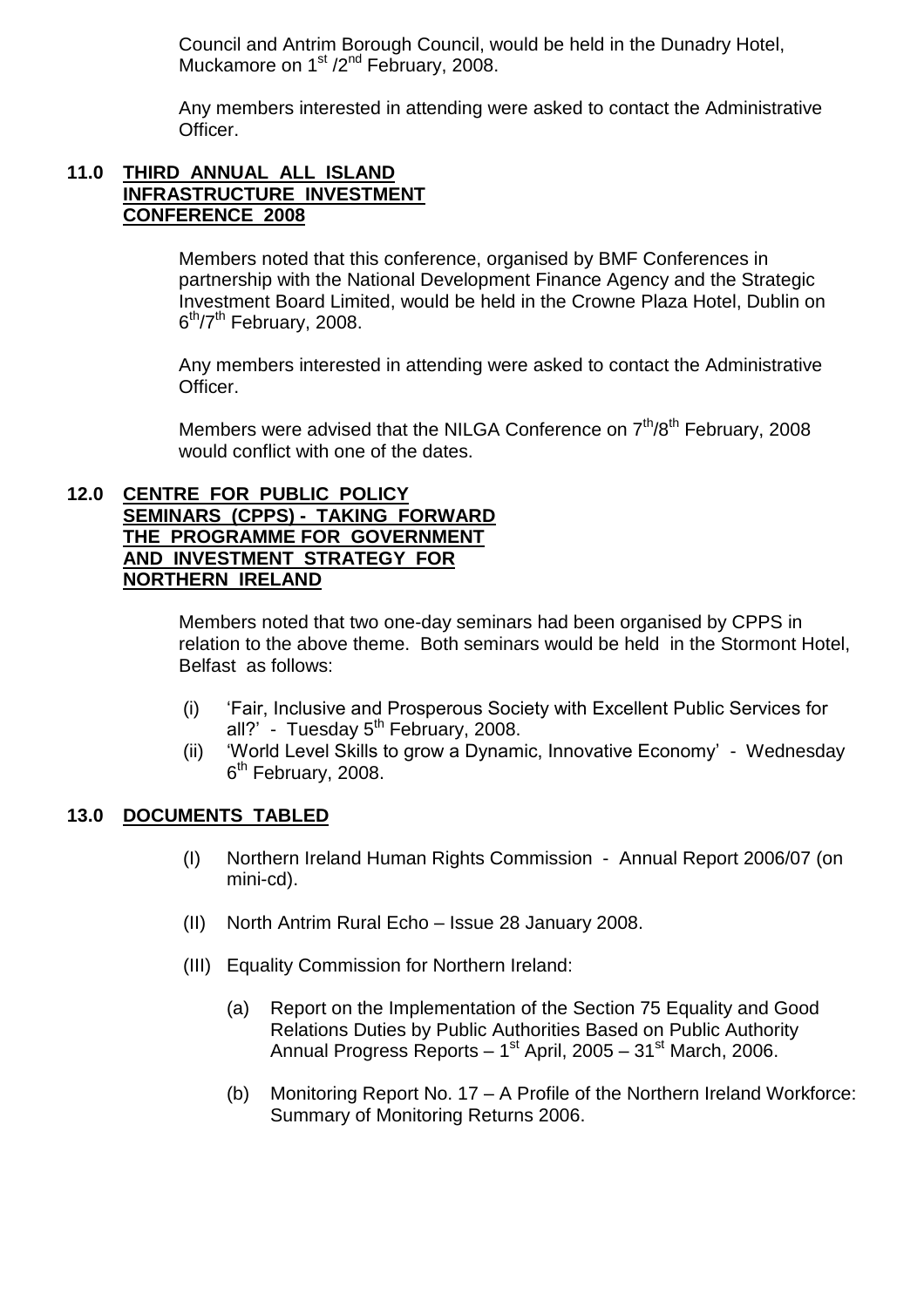Council and Antrim Borough Council, would be held in the Dunadry Hotel, Muckamore on 1st /2nd February, 2008.

Any members interested in attending were asked to contact the Administrative Officer.

**11.0 THIRD ANNUAL ALL ISLAND INFRASTRUCTURE INVESTMENT CONFERENCE 2008**

Members noted that this conference, organised by BMF Conferences in partnership with the National Development Finance Agency and the Strategic Investment Board Limited, would be held in the Crowne Plaza Hotel, Dublin on 6th/7th February, 2008.

Any members interested in attending were asked to contact the Administrative Officer.

Members were advised that the NILGA Conference on 7th/8th February, 2008 would conflict with one of the dates.

**12.0 CENTRE FOR PUBLIC POLICY SEMINARS (CPPS) - TAKING FORWARD THE PROGRAMME FOR GOVERNMENT AND INVESTMENT STRATEGY FOR NORTHERN IRELAND**

Members noted that two one-day seminars had been organised by CPPS in relation to the above theme. Both seminars would be held in the Stormont Hotel, Belfast as follows:

(i) 'Fair, Inclusive and Prosperous Society with Excellent Public Services for all?' - Tuesday 5th February, 2008.

(ii) 'World Level Skills to grow a Dynamic, Innovative Economy' - Wednesday 6th February, 2008.

**13.0 DOCUMENTS TABLED**

(I) Northern Ireland Human Rights Commission - Annual Report 2006/07 (on mini-cd).

(II) North Antrim Rural Echo – Issue 28 January 2008.

(III) Equality Commission for Northern Ireland:

(a) Report on the Implementation of the Section 75 Equality and Good Relations Duties by Public Authorities Based on Public Authority Annual Progress Reports – 1st April, 2005 – 31st March, 2006.

(b) Monitoring Report No. 17 – A Profile of the Northern Ireland Workforce: Summary of Monitoring Returns 2006.